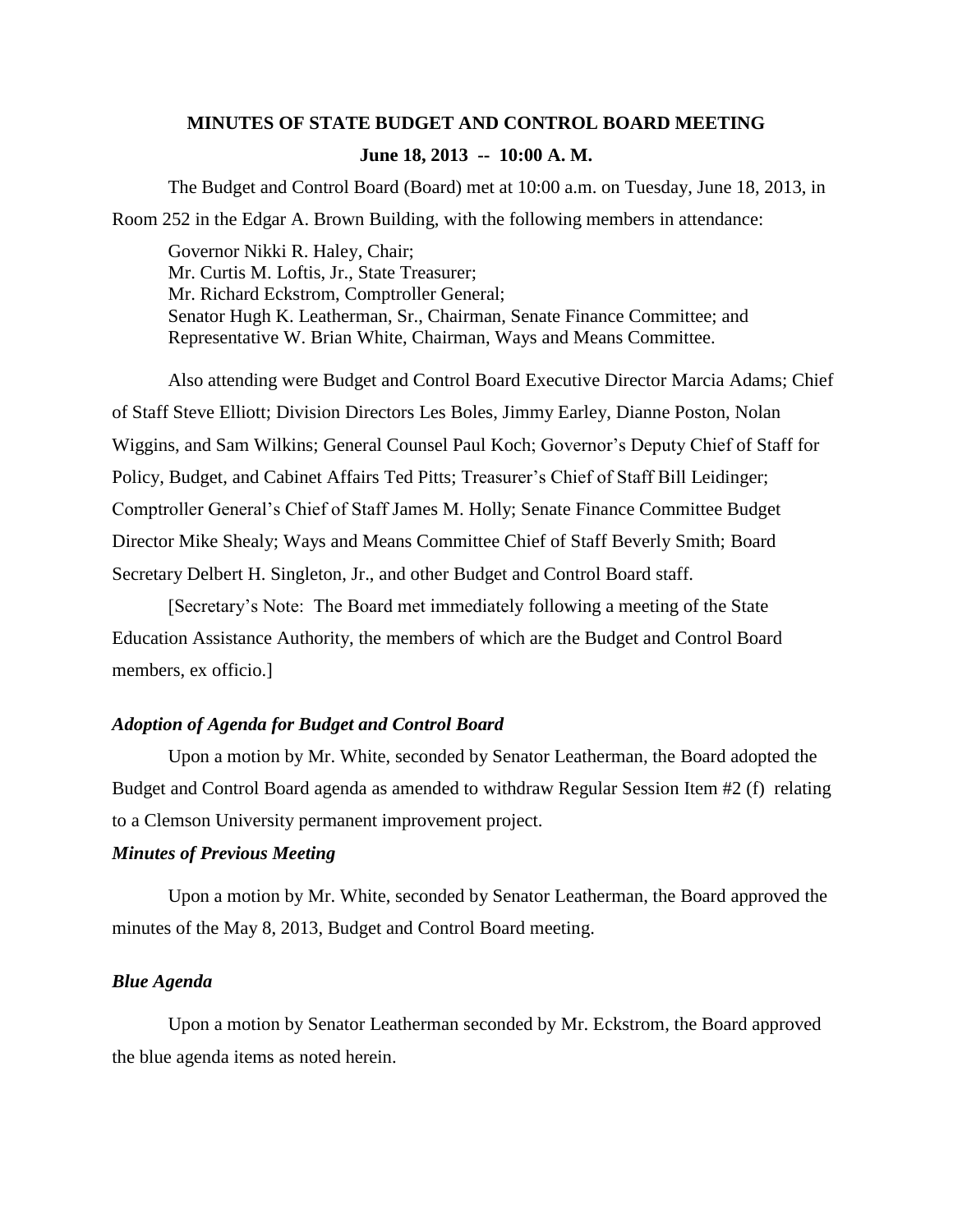# MINUTES OF STATE BUDGET AND CONTROL BOARD MEETING

## June 18, 2013 -- 10:00 A. M.

The Budget and Control Board (Board) met at 10:00 a.m. on Tuesday, June 18, 2013, in Room 252 in the Edgar A. Brown Building, with the following members in attendance:

Governor Nikki R. Haley, Chair;
Mr. Curtis M. Loftis, Jr., State Treasurer;
Mr. Richard Eckstrom, Comptroller General;
Senator Hugh K. Leatherman, Sr., Chairman, Senate Finance Committee; and
Representative W. Brian White, Chairman, Ways and Means Committee.

Also attending were Budget and Control Board Executive Director Marcia Adams; Chief of Staff Steve Elliott; Division Directors Les Boles, Jimmy Earley, Dianne Poston, Nolan Wiggins, and Sam Wilkins; General Counsel Paul Koch; Governor's Deputy Chief of Staff for Policy, Budget, and Cabinet Affairs Ted Pitts; Treasurer's Chief of Staff Bill Leidinger; Comptroller General's Chief of Staff James M. Holly; Senate Finance Committee Budget Director Mike Shealy; Ways and Means Committee Chief of Staff Beverly Smith; Board Secretary Delbert H. Singleton, Jr., and other Budget and Control Board staff.

[Secretary's Note: The Board met immediately following a meeting of the State Education Assistance Authority, the members of which are the Budget and Control Board members, ex officio.]

### *Adoption of Agenda for Budget and Control Board*

Upon a motion by Mr. White, seconded by Senator Leatherman, the Board adopted the Budget and Control Board agenda as amended to withdraw Regular Session Item #2 (f) relating to a Clemson University permanent improvement project.

### *Minutes of Previous Meeting*

Upon a motion by Mr. White, seconded by Senator Leatherman, the Board approved the minutes of the May 8, 2013, Budget and Control Board meeting.

### *Blue Agenda*

Upon a motion by Senator Leatherman seconded by Mr. Eckstrom, the Board approved the blue agenda items as noted herein.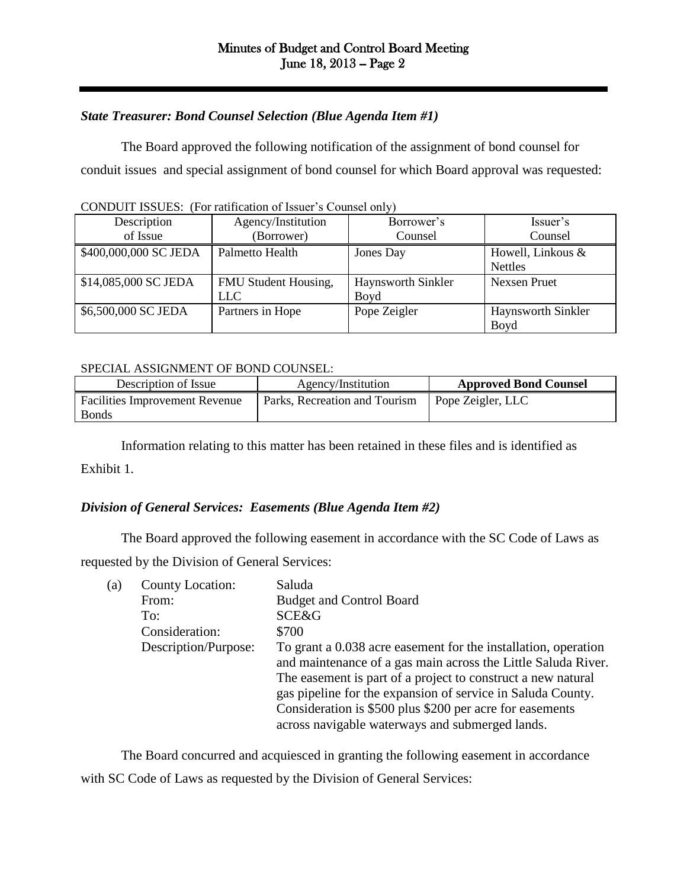### *State Treasurer: Bond Counsel Selection (Blue Agenda Item #1)*

The Board approved the following notification of the assignment of bond counsel for conduit issues and special assignment of bond counsel for which Board approval was requested:

CONDUIT ISSUES: (For ratification of Issuer's Counsel only)

| Description of Issue | Agency/Institution (Borrower) | Borrower's Counsel | Issuer's Counsel |
|---|---|---|---|
| $400,000,000 SC JEDA | Palmetto Health | Jones Day | Howell, Linkous & Nettles |
| $14,085,000 SC JEDA | FMU Student Housing, LLC | Haynsworth Sinkler Boyd | Nexsen Pruet |
| $6,500,000 SC JEDA | Partners in Hope | Pope Zeigler | Haynsworth Sinkler Boyd |

SPECIAL ASSIGNMENT OF BOND COUNSEL:

| Description of Issue | Agency/Institution | **Approved Bond Counsel** |
|---|---|---|
| Facilities Improvement Revenue Bonds | Parks, Recreation and Tourism | Pope Zeigler, LLC |

Information relating to this matter has been retained in these files and is identified as Exhibit 1.

### *Division of General Services: Easements (Blue Agenda Item #2)*

The Board approved the following easement in accordance with the SC Code of Laws as requested by the Division of General Services:

(a)

| | |
|---|---|
| County Location: | Saluda |
| From: | Budget and Control Board |
| To: | SCE&G |
| Consideration: | $700 |
| Description/Purpose: | To grant a 0.038 acre easement for the installation, operation and maintenance of a gas main across the Little Saluda River. The easement is part of a project to construct a new natural gas pipeline for the expansion of service in Saluda County. Consideration is $500 plus $200 per acre for easements across navigable waterways and submerged lands. |

The Board concurred and acquiesced in granting the following easement in accordance with SC Code of Laws as requested by the Division of General Services: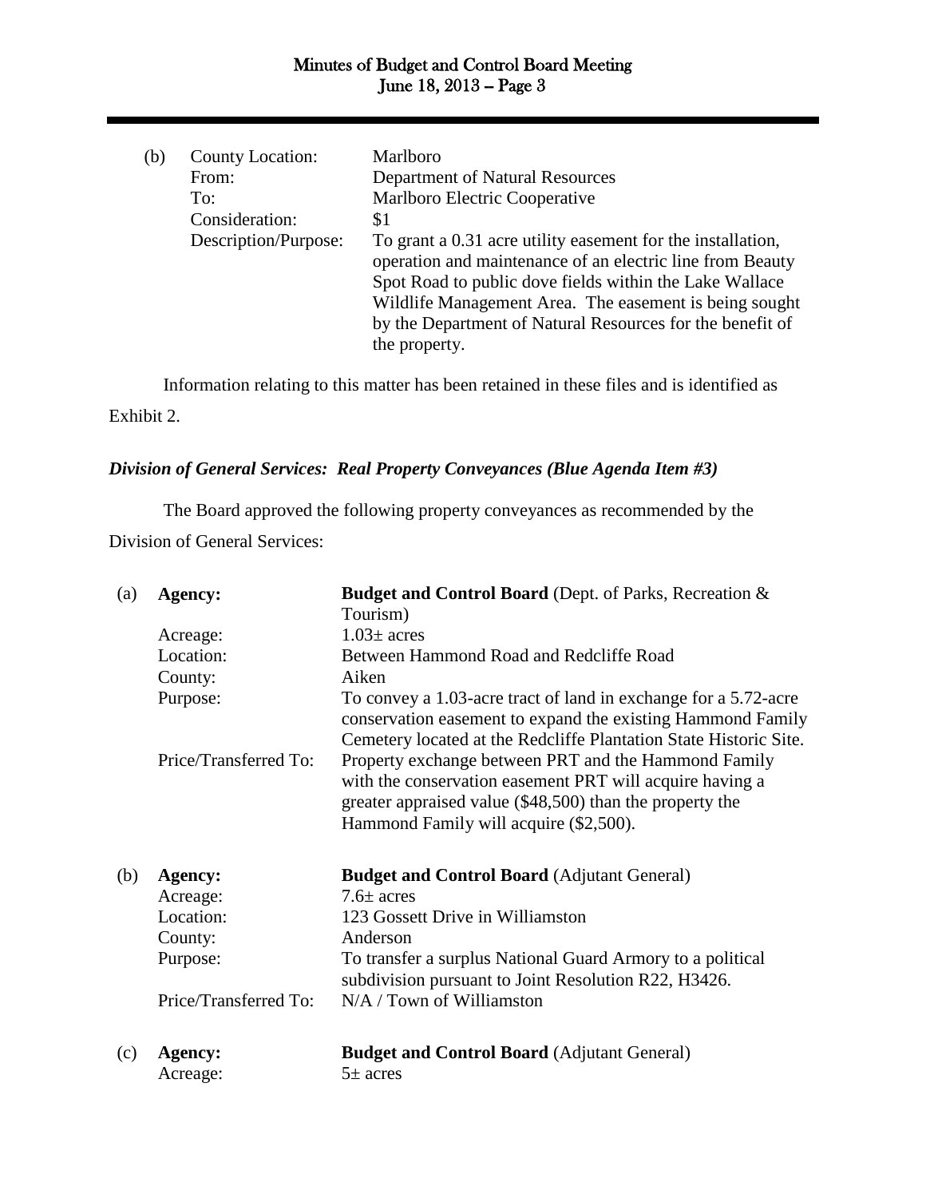(b) County Location: Marlboro
From: Department of Natural Resources
To: Marlboro Electric Cooperative
Consideration: $1
Description/Purpose: To grant a 0.31 acre utility easement for the installation, operation and maintenance of an electric line from Beauty Spot Road to public dove fields within the Lake Wallace Wildlife Management Area. The easement is being sought by the Department of Natural Resources for the benefit of the property.

Information relating to this matter has been retained in these files and is identified as Exhibit 2.

***Division of General Services: Real Property Conveyances (Blue Agenda Item #3)***

The Board approved the following property conveyances as recommended by the Division of General Services:

(a) **Agency:** **Budget and Control Board** (Dept. of Parks, Recreation & Tourism)
Acreage: 1.03± acres
Location: Between Hammond Road and Redcliffe Road
County: Aiken
Purpose: To convey a 1.03-acre tract of land in exchange for a 5.72-acre conservation easement to expand the existing Hammond Family Cemetery located at the Redcliffe Plantation State Historic Site.
Price/Transferred To: Property exchange between PRT and the Hammond Family with the conservation easement PRT will acquire having a greater appraised value ($48,500) than the property the Hammond Family will acquire ($2,500).

(b) **Agency:** **Budget and Control Board** (Adjutant General)
Acreage: 7.6± acres
Location: 123 Gossett Drive in Williamston
County: Anderson
Purpose: To transfer a surplus National Guard Armory to a political subdivision pursuant to Joint Resolution R22, H3426.
Price/Transferred To: N/A / Town of Williamston

(c) **Agency:** **Budget and Control Board** (Adjutant General)
Acreage: 5± acres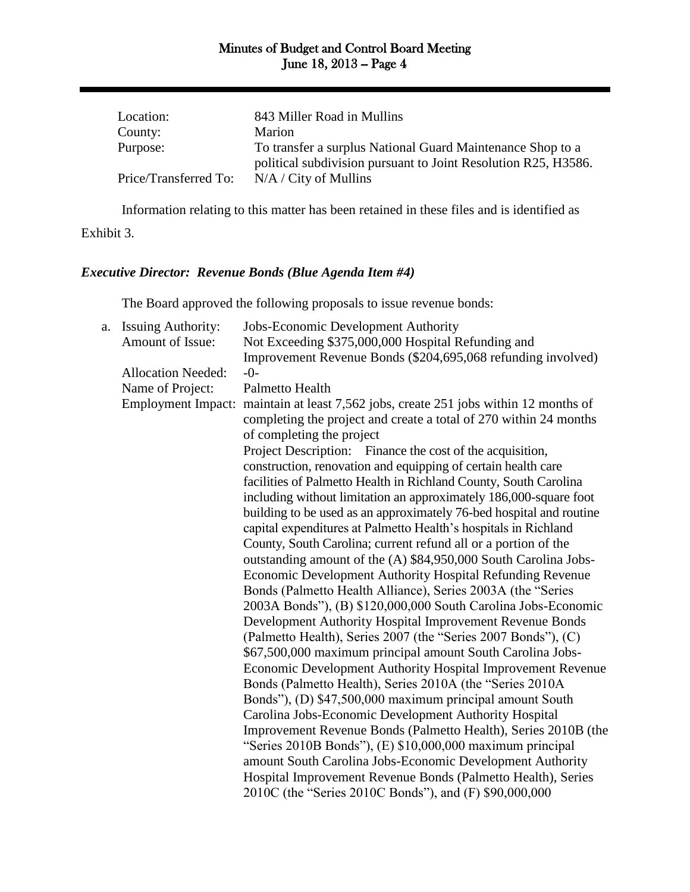| | |
|---|---|
| Location: | 843 Miller Road in Mullins |
| County: | Marion |
| Purpose: | To transfer a surplus National Guard Maintenance Shop to a political subdivision pursuant to Joint Resolution R25, H3586. |
| Price/Transferred To: | N/A / City of Mullins |

Information relating to this matter has been retained in these files and is identified as Exhibit 3.

***Executive Director: Revenue Bonds (Blue Agenda Item #4)***

The Board approved the following proposals to issue revenue bonds:

a.

| | |
|---|---|
| Issuing Authority: | Jobs-Economic Development Authority |
| Amount of Issue: | Not Exceeding $375,000,000 Hospital Refunding and Improvement Revenue Bonds ($204,695,068 refunding involved) |
| Allocation Needed: | -0- |
| Name of Project: | Palmetto Health |
| Employment Impact: | maintain at least 7,562 jobs, create 251 jobs within 12 months of completing the project and create a total of 270 within 24 months of completing the project |

Project Description: Finance the cost of the acquisition, construction, renovation and equipping of certain health care facilities of Palmetto Health in Richland County, South Carolina including without limitation an approximately 186,000-square foot building to be used as an approximately 76-bed hospital and routine capital expenditures at Palmetto Health's hospitals in Richland County, South Carolina; current refund all or a portion of the outstanding amount of the (A) $84,950,000 South Carolina Jobs-Economic Development Authority Hospital Refunding Revenue Bonds (Palmetto Health Alliance), Series 2003A (the "Series 2003A Bonds"), (B) $120,000,000 South Carolina Jobs-Economic Development Authority Hospital Improvement Revenue Bonds (Palmetto Health), Series 2007 (the "Series 2007 Bonds"), (C) $67,500,000 maximum principal amount South Carolina Jobs-Economic Development Authority Hospital Improvement Revenue Bonds (Palmetto Health), Series 2010A (the "Series 2010A Bonds"), (D) $47,500,000 maximum principal amount South Carolina Jobs-Economic Development Authority Hospital Improvement Revenue Bonds (Palmetto Health), Series 2010B (the "Series 2010B Bonds"), (E) $10,000,000 maximum principal amount South Carolina Jobs-Economic Development Authority Hospital Improvement Revenue Bonds (Palmetto Health), Series 2010C (the "Series 2010C Bonds"), and (F) $90,000,000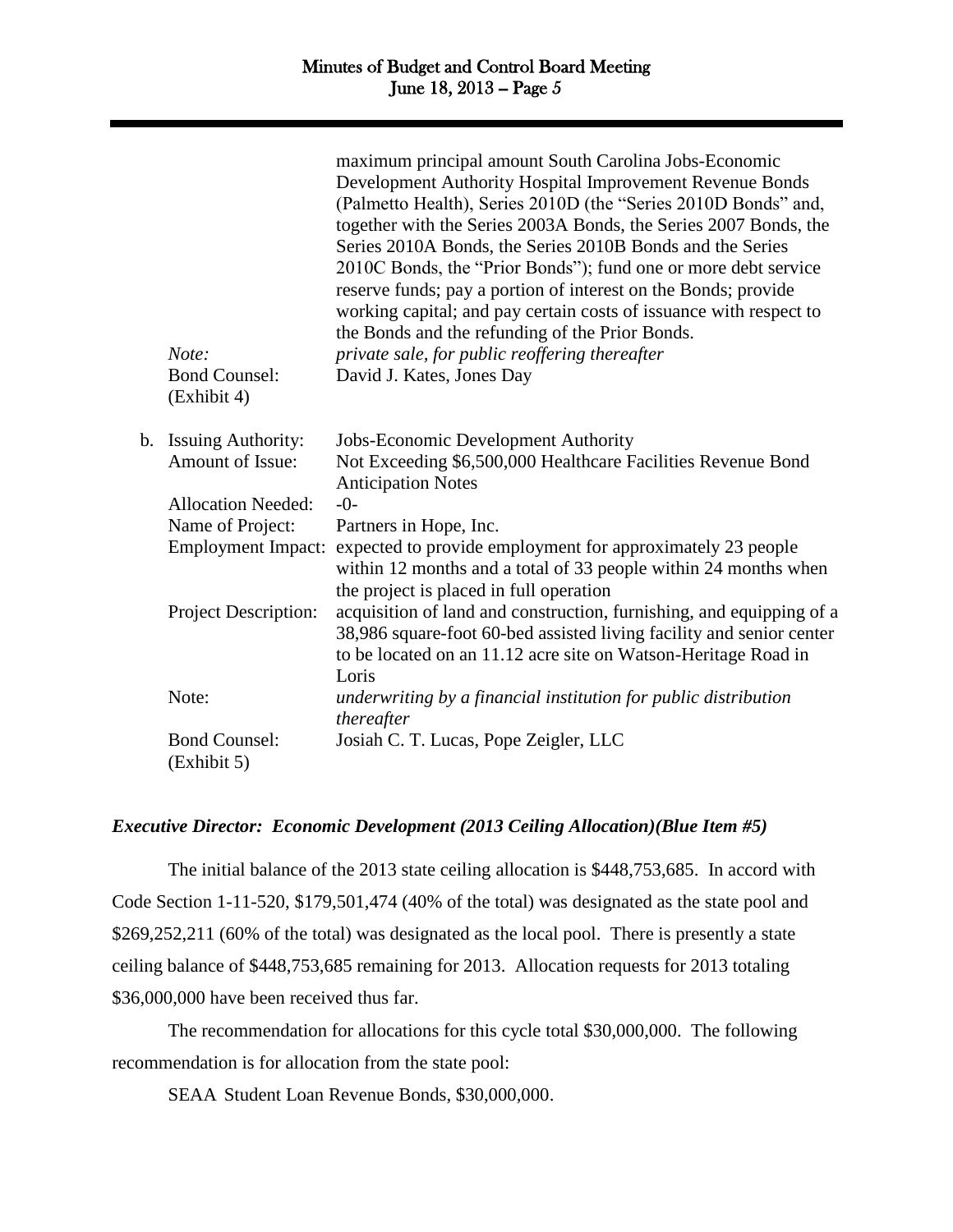maximum principal amount South Carolina Jobs-Economic Development Authority Hospital Improvement Revenue Bonds (Palmetto Health), Series 2010D (the "Series 2010D Bonds" and, together with the Series 2003A Bonds, the Series 2007 Bonds, the Series 2010A Bonds, the Series 2010B Bonds and the Series 2010C Bonds, the "Prior Bonds"); fund one or more debt service reserve funds; pay a portion of interest on the Bonds; provide working capital; and pay certain costs of issuance with respect to the Bonds and the refunding of the Prior Bonds.

| | |
|---|---|
| *Note:* | *private sale, for public reoffering thereafter* |
| Bond Counsel: (Exhibit 4) | David J. Kates, Jones Day |

b.

| | |
|---|---|
| Issuing Authority: | Jobs-Economic Development Authority |
| Amount of Issue: | Not Exceeding $6,500,000 Healthcare Facilities Revenue Bond Anticipation Notes |
| Allocation Needed: | -0- |
| Name of Project: | Partners in Hope, Inc. |
| Employment Impact: | expected to provide employment for approximately 23 people within 12 months and a total of 33 people within 24 months when the project is placed in full operation |
| Project Description: | acquisition of land and construction, furnishing, and equipping of a 38,986 square-foot 60-bed assisted living facility and senior center to be located on an 11.12 acre site on Watson-Heritage Road in Loris |
| Note: | *underwriting by a financial institution for public distribution thereafter* |
| Bond Counsel: (Exhibit 5) | Josiah C. T. Lucas, Pope Zeigler, LLC |

***Executive Director: Economic Development (2013 Ceiling Allocation)(Blue Item #5)***

The initial balance of the 2013 state ceiling allocation is $448,753,685. In accord with Code Section 1-11-520, $179,501,474 (40% of the total) was designated as the state pool and $269,252,211 (60% of the total) was designated as the local pool. There is presently a state ceiling balance of $448,753,685 remaining for 2013. Allocation requests for 2013 totaling $36,000,000 have been received thus far.

The recommendation for allocations for this cycle total $30,000,000. The following recommendation is for allocation from the state pool:

SEAA Student Loan Revenue Bonds, $30,000,000.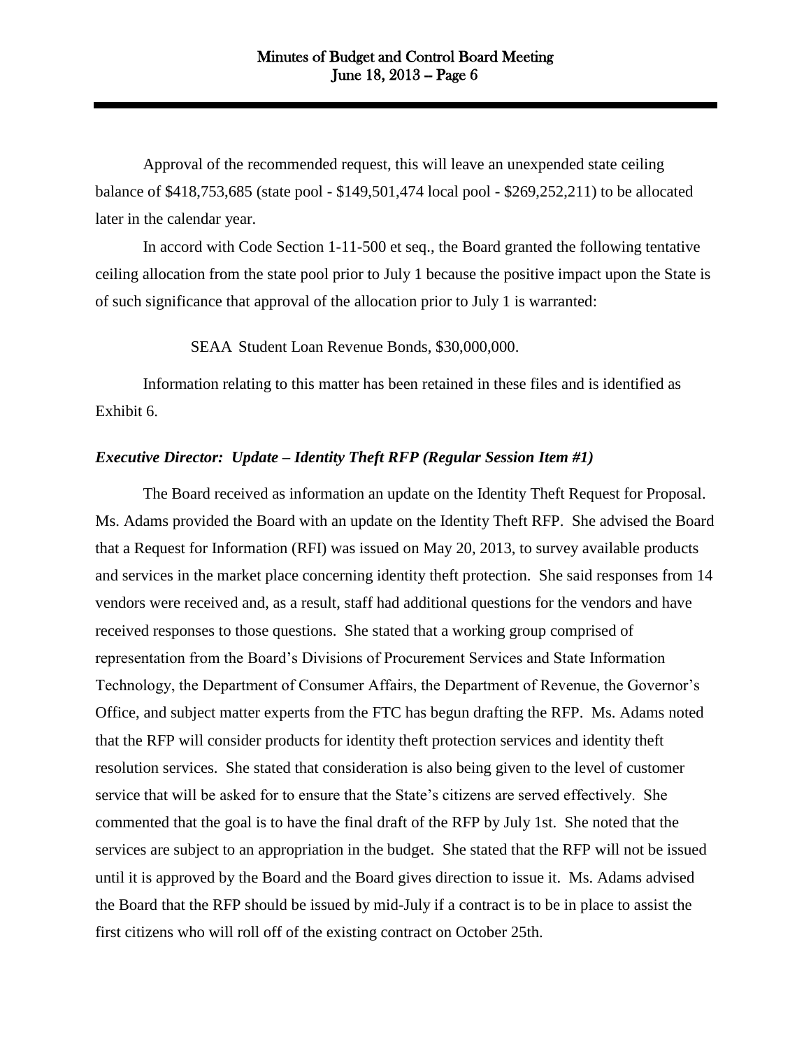Approval of the recommended request, this will leave an unexpended state ceiling balance of $418,753,685 (state pool - $149,501,474 local pool - $269,252,211) to be allocated later in the calendar year.

In accord with Code Section 1-11-500 et seq., the Board granted the following tentative ceiling allocation from the state pool prior to July 1 because the positive impact upon the State is of such significance that approval of the allocation prior to July 1 is warranted:

SEAA Student Loan Revenue Bonds, $30,000,000.

Information relating to this matter has been retained in these files and is identified as Exhibit 6.

***Executive Director: Update – Identity Theft RFP (Regular Session Item #1)***

The Board received as information an update on the Identity Theft Request for Proposal. Ms. Adams provided the Board with an update on the Identity Theft RFP. She advised the Board that a Request for Information (RFI) was issued on May 20, 2013, to survey available products and services in the market place concerning identity theft protection. She said responses from 14 vendors were received and, as a result, staff had additional questions for the vendors and have received responses to those questions. She stated that a working group comprised of representation from the Board's Divisions of Procurement Services and State Information Technology, the Department of Consumer Affairs, the Department of Revenue, the Governor's Office, and subject matter experts from the FTC has begun drafting the RFP. Ms. Adams noted that the RFP will consider products for identity theft protection services and identity theft resolution services. She stated that consideration is also being given to the level of customer service that will be asked for to ensure that the State's citizens are served effectively. She commented that the goal is to have the final draft of the RFP by July 1st. She noted that the services are subject to an appropriation in the budget. She stated that the RFP will not be issued until it is approved by the Board and the Board gives direction to issue it. Ms. Adams advised the Board that the RFP should be issued by mid-July if a contract is to be in place to assist the first citizens who will roll off of the existing contract on October 25th.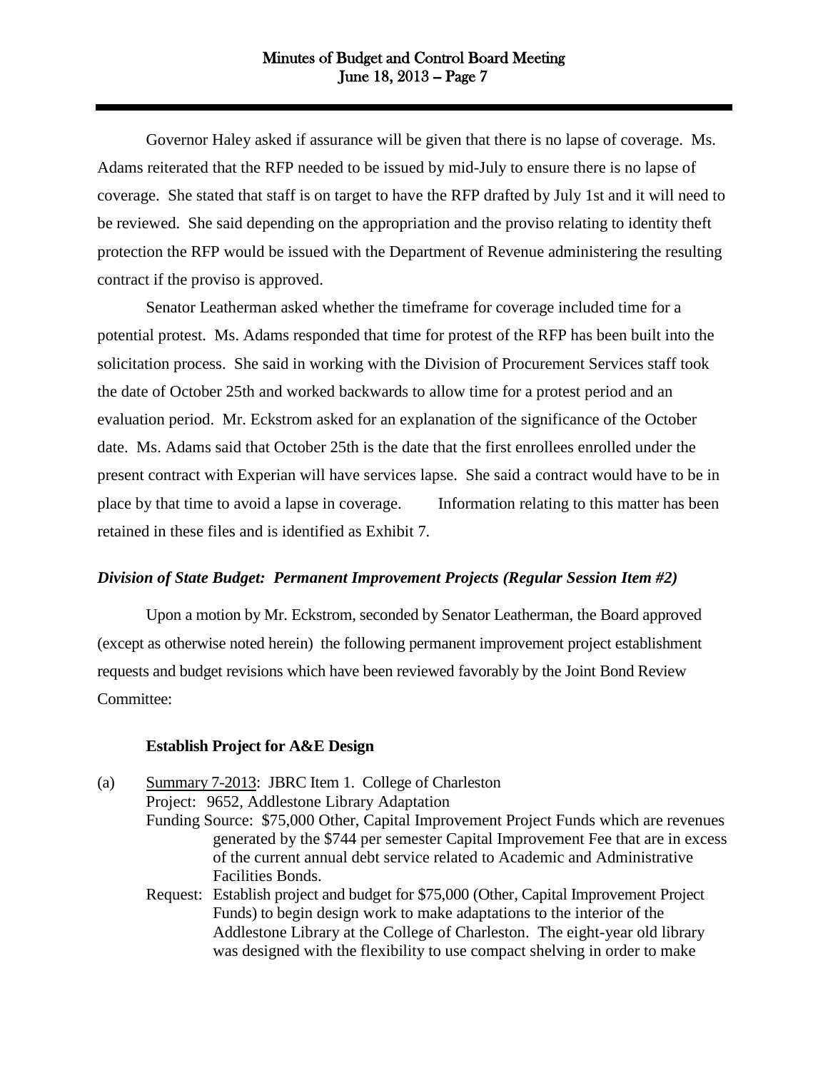Governor Haley asked if assurance will be given that there is no lapse of coverage. Ms. Adams reiterated that the RFP needed to be issued by mid-July to ensure there is no lapse of coverage. She stated that staff is on target to have the RFP drafted by July 1st and it will need to be reviewed. She said depending on the appropriation and the proviso relating to identity theft protection the RFP would be issued with the Department of Revenue administering the resulting contract if the proviso is approved.

Senator Leatherman asked whether the timeframe for coverage included time for a potential protest. Ms. Adams responded that time for protest of the RFP has been built into the solicitation process. She said in working with the Division of Procurement Services staff took the date of October 25th and worked backwards to allow time for a protest period and an evaluation period. Mr. Eckstrom asked for an explanation of the significance of the October date. Ms. Adams said that October 25th is the date that the first enrollees enrolled under the present contract with Experian will have services lapse. She said a contract would have to be in place by that time to avoid a lapse in coverage. Information relating to this matter has been retained in these files and is identified as Exhibit 7.

***Division of State Budget: Permanent Improvement Projects (Regular Session Item #2)***

Upon a motion by Mr. Eckstrom, seconded by Senator Leatherman, the Board approved (except as otherwise noted herein) the following permanent improvement project establishment requests and budget revisions which have been reviewed favorably by the Joint Bond Review Committee:

**Establish Project for A&E Design**

(a) Summary 7-2013: JBRC Item 1. College of Charleston
Project: 9652, Addlestone Library Adaptation
Funding Source: $75,000 Other, Capital Improvement Project Funds which are revenues generated by the $744 per semester Capital Improvement Fee that are in excess of the current annual debt service related to Academic and Administrative Facilities Bonds.
Request: Establish project and budget for $75,000 (Other, Capital Improvement Project Funds) to begin design work to make adaptations to the interior of the Addlestone Library at the College of Charleston. The eight-year old library was designed with the flexibility to use compact shelving in order to make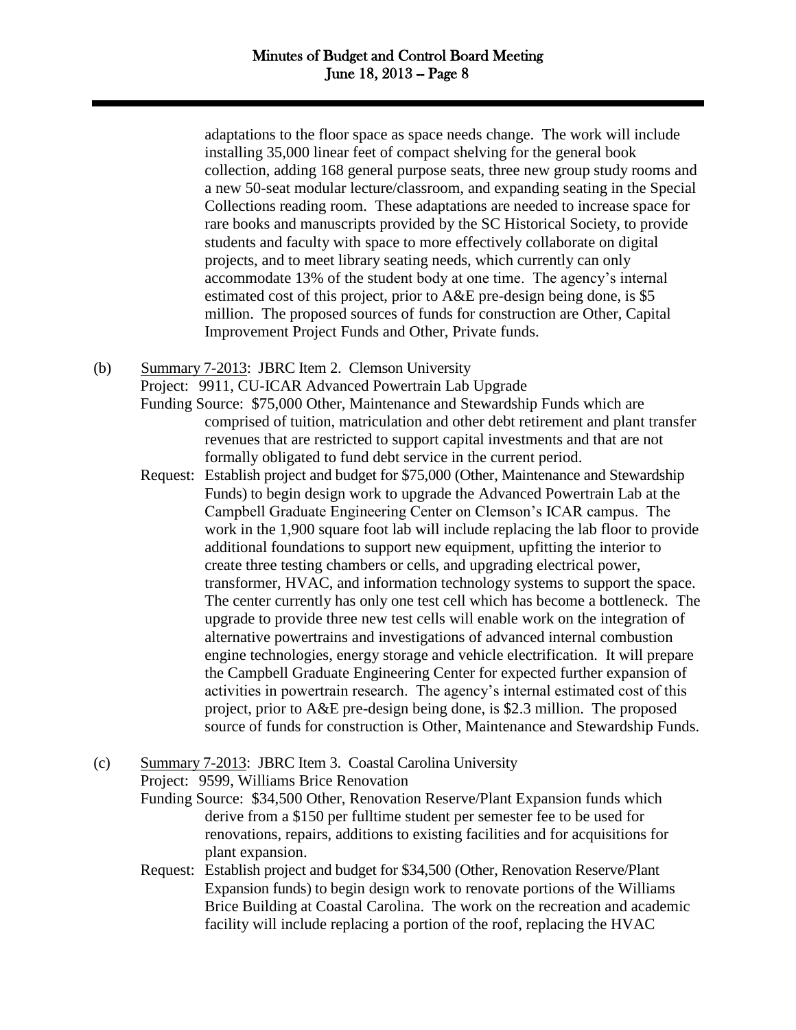adaptations to the floor space as space needs change. The work will include installing 35,000 linear feet of compact shelving for the general book collection, adding 168 general purpose seats, three new group study rooms and a new 50-seat modular lecture/classroom, and expanding seating in the Special Collections reading room. These adaptations are needed to increase space for rare books and manuscripts provided by the SC Historical Society, to provide students and faculty with space to more effectively collaborate on digital projects, and to meet library seating needs, which currently can only accommodate 13% of the student body at one time. The agency's internal estimated cost of this project, prior to A&E pre-design being done, is $5 million. The proposed sources of funds for construction are Other, Capital Improvement Project Funds and Other, Private funds.

(b) Summary 7-2013: JBRC Item 2. Clemson University

Project: 9911, CU-ICAR Advanced Powertrain Lab Upgrade

Funding Source: $75,000 Other, Maintenance and Stewardship Funds which are comprised of tuition, matriculation and other debt retirement and plant transfer revenues that are restricted to support capital investments and that are not formally obligated to fund debt service in the current period.

Request: Establish project and budget for $75,000 (Other, Maintenance and Stewardship Funds) to begin design work to upgrade the Advanced Powertrain Lab at the Campbell Graduate Engineering Center on Clemson's ICAR campus. The work in the 1,900 square foot lab will include replacing the lab floor to provide additional foundations to support new equipment, upfitting the interior to create three testing chambers or cells, and upgrading electrical power, transformer, HVAC, and information technology systems to support the space. The center currently has only one test cell which has become a bottleneck. The upgrade to provide three new test cells will enable work on the integration of alternative powertrains and investigations of advanced internal combustion engine technologies, energy storage and vehicle electrification. It will prepare the Campbell Graduate Engineering Center for expected further expansion of activities in powertrain research. The agency's internal estimated cost of this project, prior to A&E pre-design being done, is $2.3 million. The proposed source of funds for construction is Other, Maintenance and Stewardship Funds.

(c) Summary 7-2013: JBRC Item 3. Coastal Carolina University

Project: 9599, Williams Brice Renovation

Funding Source: $34,500 Other, Renovation Reserve/Plant Expansion funds which derive from a $150 per fulltime student per semester fee to be used for renovations, repairs, additions to existing facilities and for acquisitions for plant expansion.

Request: Establish project and budget for $34,500 (Other, Renovation Reserve/Plant Expansion funds) to begin design work to renovate portions of the Williams Brice Building at Coastal Carolina. The work on the recreation and academic facility will include replacing a portion of the roof, replacing the HVAC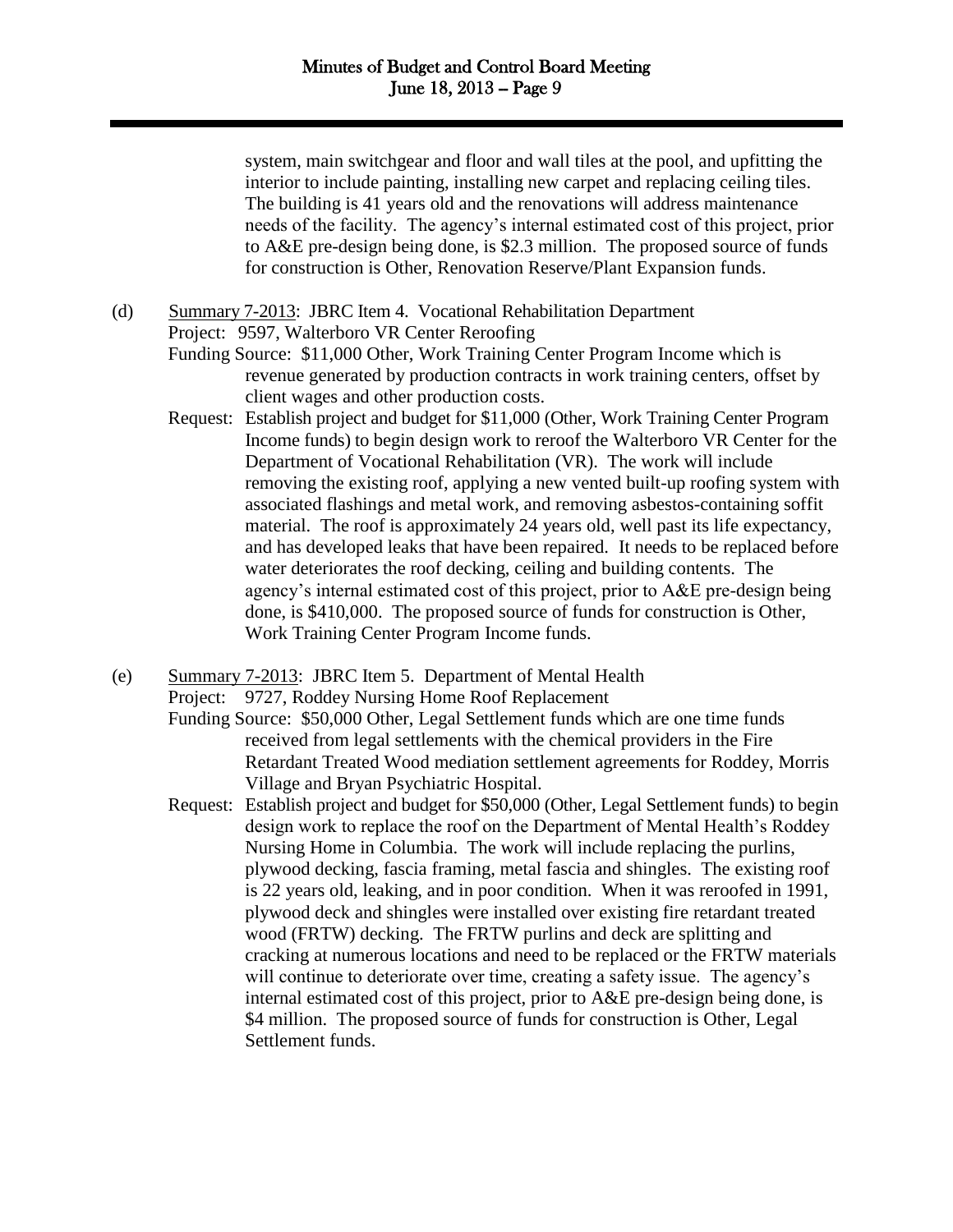system, main switchgear and floor and wall tiles at the pool, and upfitting the interior to include painting, installing new carpet and replacing ceiling tiles. The building is 41 years old and the renovations will address maintenance needs of the facility. The agency's internal estimated cost of this project, prior to A&E pre-design being done, is $2.3 million. The proposed source of funds for construction is Other, Renovation Reserve/Plant Expansion funds.

(d) Summary 7-2013: JBRC Item 4. Vocational Rehabilitation Department
Project: 9597, Walterboro VR Center Reroofing
Funding Source: $11,000 Other, Work Training Center Program Income which is revenue generated by production contracts in work training centers, offset by client wages and other production costs.
Request: Establish project and budget for $11,000 (Other, Work Training Center Program Income funds) to begin design work to reroof the Walterboro VR Center for the Department of Vocational Rehabilitation (VR). The work will include removing the existing roof, applying a new vented built-up roofing system with associated flashings and metal work, and removing asbestos-containing soffit material. The roof is approximately 24 years old, well past its life expectancy, and has developed leaks that have been repaired. It needs to be replaced before water deteriorates the roof decking, ceiling and building contents. The agency's internal estimated cost of this project, prior to A&E pre-design being done, is $410,000. The proposed source of funds for construction is Other, Work Training Center Program Income funds.

(e) Summary 7-2013: JBRC Item 5. Department of Mental Health
Project: 9727, Roddey Nursing Home Roof Replacement
Funding Source: $50,000 Other, Legal Settlement funds which are one time funds received from legal settlements with the chemical providers in the Fire Retardant Treated Wood mediation settlement agreements for Roddey, Morris Village and Bryan Psychiatric Hospital.
Request: Establish project and budget for $50,000 (Other, Legal Settlement funds) to begin design work to replace the roof on the Department of Mental Health's Roddey Nursing Home in Columbia. The work will include replacing the purlins, plywood decking, fascia framing, metal fascia and shingles. The existing roof is 22 years old, leaking, and in poor condition. When it was reroofed in 1991, plywood deck and shingles were installed over existing fire retardant treated wood (FRTW) decking. The FRTW purlins and deck are splitting and cracking at numerous locations and need to be replaced or the FRTW materials will continue to deteriorate over time, creating a safety issue. The agency's internal estimated cost of this project, prior to A&E pre-design being done, is $4 million. The proposed source of funds for construction is Other, Legal Settlement funds.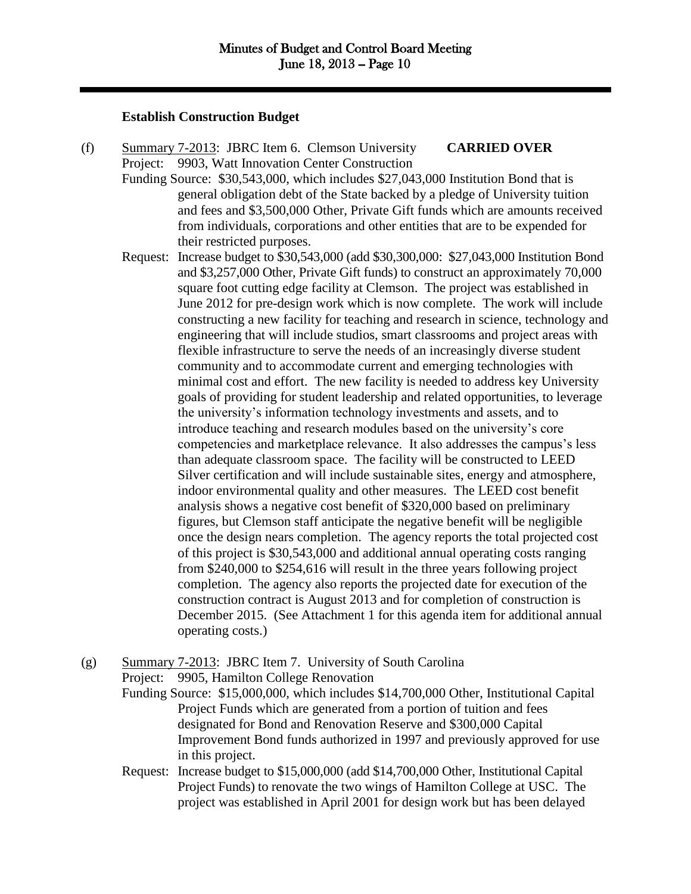**Establish Construction Budget**

(f) Summary 7-2013: JBRC Item 6. Clemson University **CARRIED OVER**

Project: 9903, Watt Innovation Center Construction

Funding Source: $30,543,000, which includes $27,043,000 Institution Bond that is general obligation debt of the State backed by a pledge of University tuition and fees and $3,500,000 Other, Private Gift funds which are amounts received from individuals, corporations and other entities that are to be expended for their restricted purposes.

Request: Increase budget to $30,543,000 (add $30,300,000: $27,043,000 Institution Bond and $3,257,000 Other, Private Gift funds) to construct an approximately 70,000 square foot cutting edge facility at Clemson. The project was established in June 2012 for pre-design work which is now complete. The work will include constructing a new facility for teaching and research in science, technology and engineering that will include studios, smart classrooms and project areas with flexible infrastructure to serve the needs of an increasingly diverse student community and to accommodate current and emerging technologies with minimal cost and effort. The new facility is needed to address key University goals of providing for student leadership and related opportunities, to leverage the university's information technology investments and assets, and to introduce teaching and research modules based on the university's core competencies and marketplace relevance. It also addresses the campus's less than adequate classroom space. The facility will be constructed to LEED Silver certification and will include sustainable sites, energy and atmosphere, indoor environmental quality and other measures. The LEED cost benefit analysis shows a negative cost benefit of $320,000 based on preliminary figures, but Clemson staff anticipate the negative benefit will be negligible once the design nears completion. The agency reports the total projected cost of this project is $30,543,000 and additional annual operating costs ranging from $240,000 to $254,616 will result in the three years following project completion. The agency also reports the projected date for execution of the construction contract is August 2013 and for completion of construction is December 2015. (See Attachment 1 for this agenda item for additional annual operating costs.)

(g) Summary 7-2013: JBRC Item 7. University of South Carolina

Project: 9905, Hamilton College Renovation

Funding Source: $15,000,000, which includes $14,700,000 Other, Institutional Capital Project Funds which are generated from a portion of tuition and fees designated for Bond and Renovation Reserve and $300,000 Capital Improvement Bond funds authorized in 1997 and previously approved for use in this project.

Request: Increase budget to $15,000,000 (add $14,700,000 Other, Institutional Capital Project Funds) to renovate the two wings of Hamilton College at USC. The project was established in April 2001 for design work but has been delayed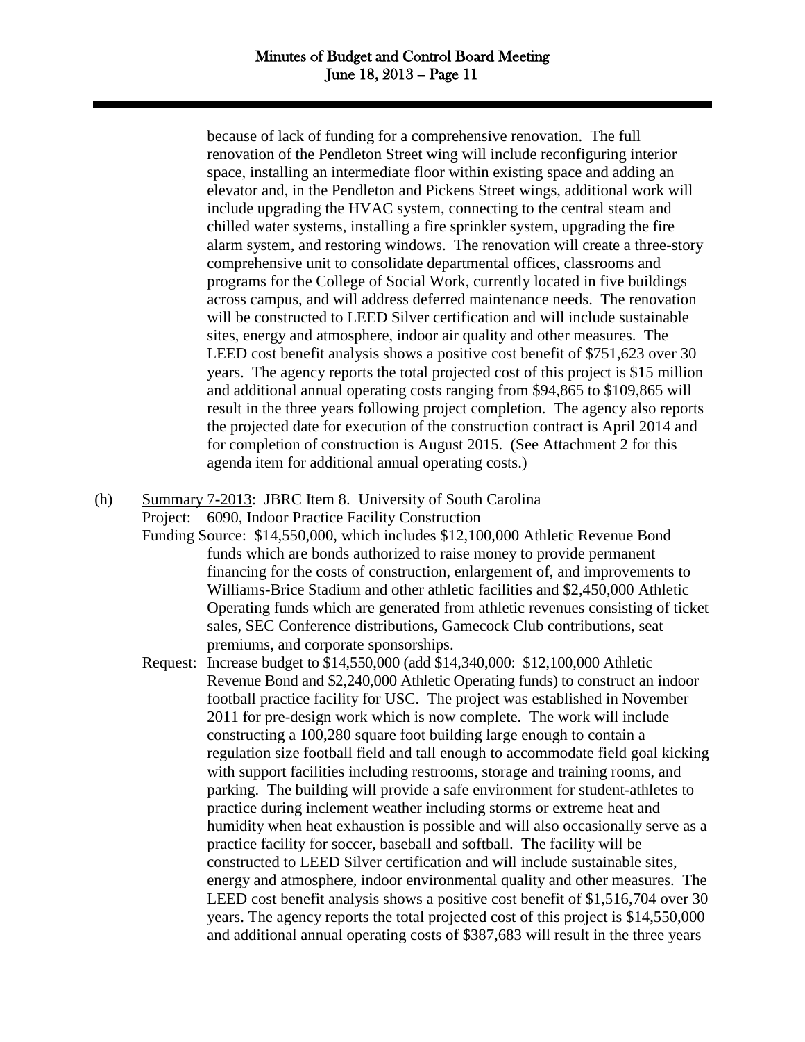because of lack of funding for a comprehensive renovation. The full renovation of the Pendleton Street wing will include reconfiguring interior space, installing an intermediate floor within existing space and adding an elevator and, in the Pendleton and Pickens Street wings, additional work will include upgrading the HVAC system, connecting to the central steam and chilled water systems, installing a fire sprinkler system, upgrading the fire alarm system, and restoring windows. The renovation will create a three-story comprehensive unit to consolidate departmental offices, classrooms and programs for the College of Social Work, currently located in five buildings across campus, and will address deferred maintenance needs. The renovation will be constructed to LEED Silver certification and will include sustainable sites, energy and atmosphere, indoor air quality and other measures. The LEED cost benefit analysis shows a positive cost benefit of $751,623 over 30 years. The agency reports the total projected cost of this project is $15 million and additional annual operating costs ranging from $94,865 to $109,865 will result in the three years following project completion. The agency also reports the projected date for execution of the construction contract is April 2014 and for completion of construction is August 2015. (See Attachment 2 for this agenda item for additional annual operating costs.)

(h) Summary 7-2013: JBRC Item 8. University of South Carolina

Project: 6090, Indoor Practice Facility Construction

Funding Source: $14,550,000, which includes $12,100,000 Athletic Revenue Bond funds which are bonds authorized to raise money to provide permanent financing for the costs of construction, enlargement of, and improvements to Williams-Brice Stadium and other athletic facilities and $2,450,000 Athletic Operating funds which are generated from athletic revenues consisting of ticket sales, SEC Conference distributions, Gamecock Club contributions, seat premiums, and corporate sponsorships.

Request: Increase budget to $14,550,000 (add $14,340,000: $12,100,000 Athletic Revenue Bond and $2,240,000 Athletic Operating funds) to construct an indoor football practice facility for USC. The project was established in November 2011 for pre-design work which is now complete. The work will include constructing a 100,280 square foot building large enough to contain a regulation size football field and tall enough to accommodate field goal kicking with support facilities including restrooms, storage and training rooms, and parking. The building will provide a safe environment for student-athletes to practice during inclement weather including storms or extreme heat and humidity when heat exhaustion is possible and will also occasionally serve as a practice facility for soccer, baseball and softball. The facility will be constructed to LEED Silver certification and will include sustainable sites, energy and atmosphere, indoor environmental quality and other measures. The LEED cost benefit analysis shows a positive cost benefit of $1,516,704 over 30 years. The agency reports the total projected cost of this project is $14,550,000 and additional annual operating costs of $387,683 will result in the three years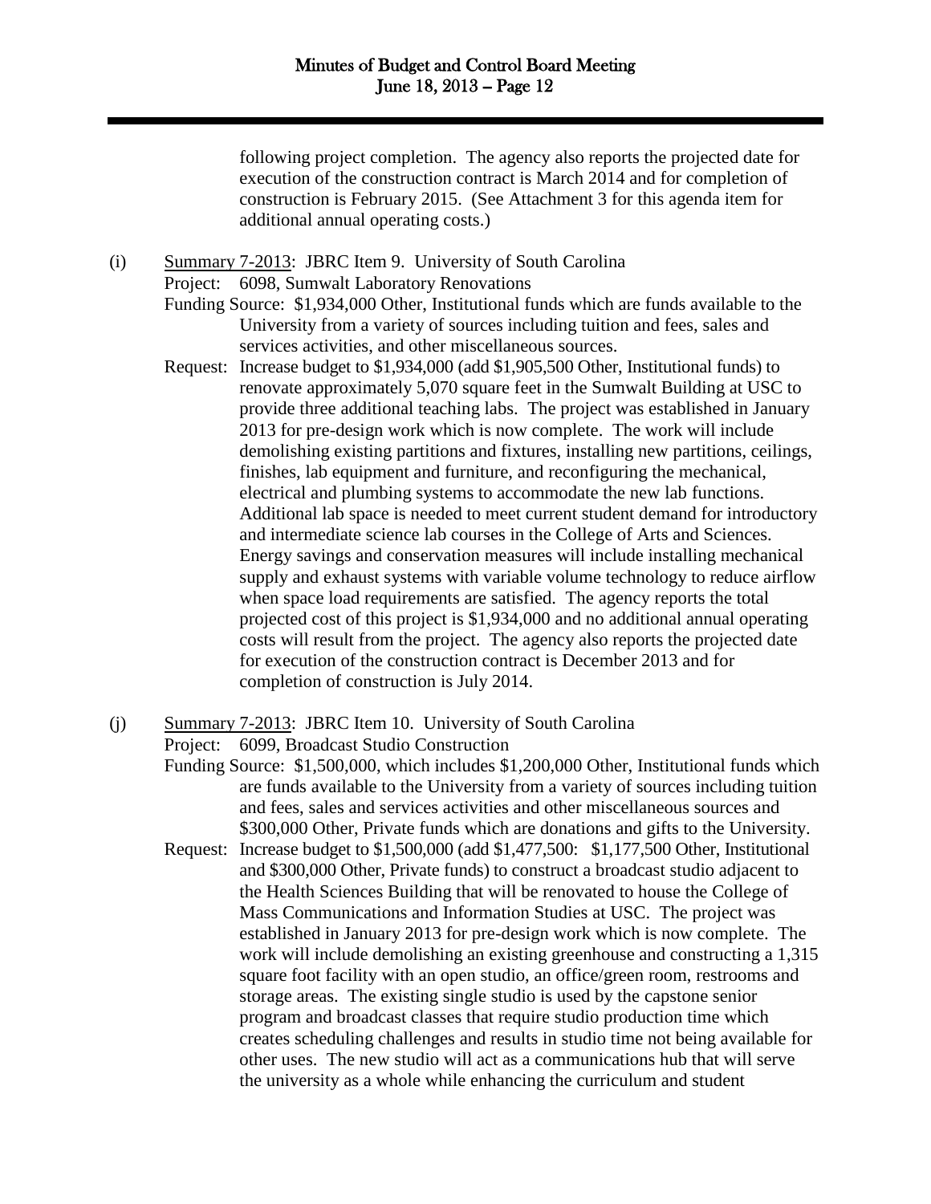following project completion. The agency also reports the projected date for execution of the construction contract is March 2014 and for completion of construction is February 2015. (See Attachment 3 for this agenda item for additional annual operating costs.)

(i) Summary 7-2013: JBRC Item 9. University of South Carolina

Project: 6098, Sumwalt Laboratory Renovations

Funding Source: $1,934,000 Other, Institutional funds which are funds available to the University from a variety of sources including tuition and fees, sales and services activities, and other miscellaneous sources.

Request: Increase budget to $1,934,000 (add $1,905,500 Other, Institutional funds) to renovate approximately 5,070 square feet in the Sumwalt Building at USC to provide three additional teaching labs. The project was established in January 2013 for pre-design work which is now complete. The work will include demolishing existing partitions and fixtures, installing new partitions, ceilings, finishes, lab equipment and furniture, and reconfiguring the mechanical, electrical and plumbing systems to accommodate the new lab functions. Additional lab space is needed to meet current student demand for introductory and intermediate science lab courses in the College of Arts and Sciences. Energy savings and conservation measures will include installing mechanical supply and exhaust systems with variable volume technology to reduce airflow when space load requirements are satisfied. The agency reports the total projected cost of this project is $1,934,000 and no additional annual operating costs will result from the project. The agency also reports the projected date for execution of the construction contract is December 2013 and for completion of construction is July 2014.

(j) Summary 7-2013: JBRC Item 10. University of South Carolina

Project: 6099, Broadcast Studio Construction

Funding Source: $1,500,000, which includes $1,200,000 Other, Institutional funds which are funds available to the University from a variety of sources including tuition and fees, sales and services activities and other miscellaneous sources and $300,000 Other, Private funds which are donations and gifts to the University.

Request: Increase budget to $1,500,000 (add $1,477,500: $1,177,500 Other, Institutional and $300,000 Other, Private funds) to construct a broadcast studio adjacent to the Health Sciences Building that will be renovated to house the College of Mass Communications and Information Studies at USC. The project was established in January 2013 for pre-design work which is now complete. The work will include demolishing an existing greenhouse and constructing a 1,315 square foot facility with an open studio, an office/green room, restrooms and storage areas. The existing single studio is used by the capstone senior program and broadcast classes that require studio production time which creates scheduling challenges and results in studio time not being available for other uses. The new studio will act as a communications hub that will serve the university as a whole while enhancing the curriculum and student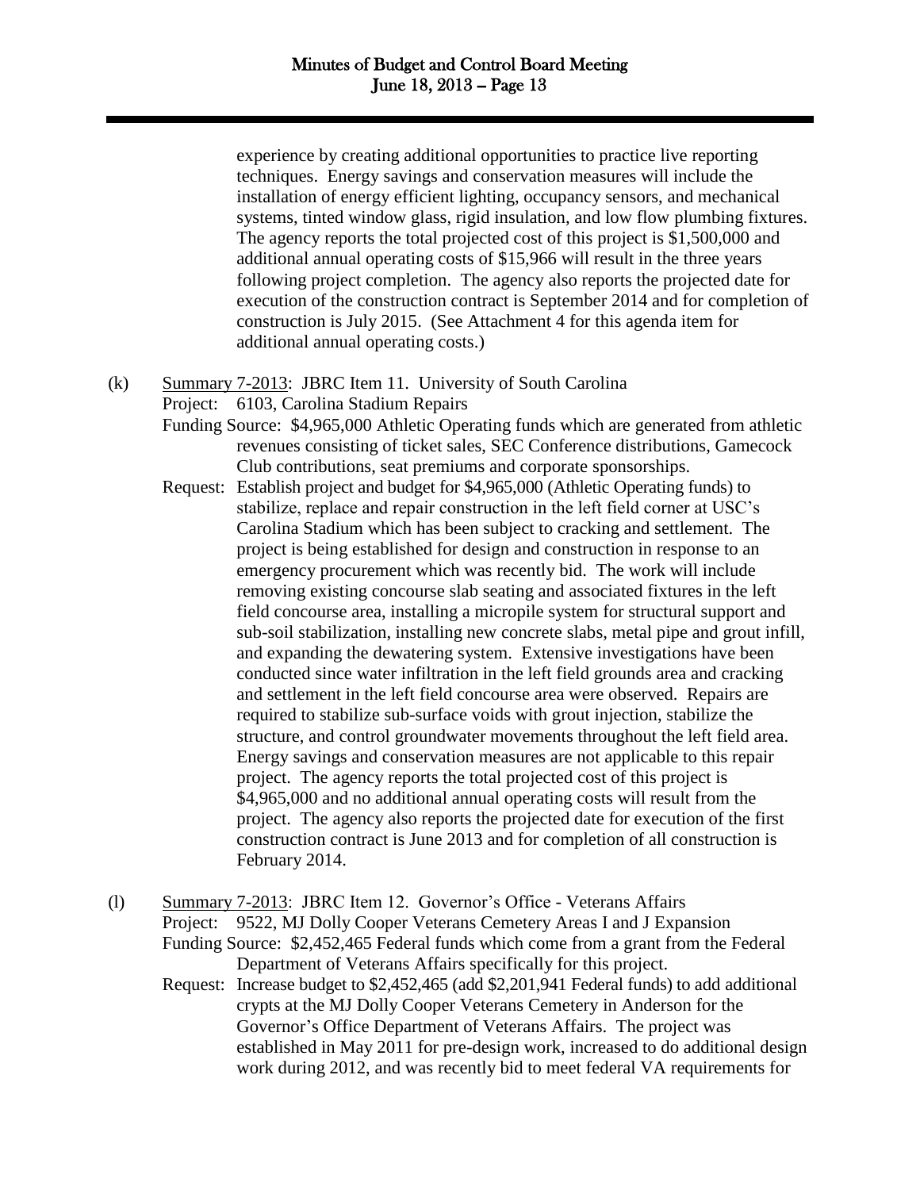experience by creating additional opportunities to practice live reporting techniques. Energy savings and conservation measures will include the installation of energy efficient lighting, occupancy sensors, and mechanical systems, tinted window glass, rigid insulation, and low flow plumbing fixtures. The agency reports the total projected cost of this project is $1,500,000 and additional annual operating costs of $15,966 will result in the three years following project completion. The agency also reports the projected date for execution of the construction contract is September 2014 and for completion of construction is July 2015. (See Attachment 4 for this agenda item for additional annual operating costs.)

(k) Summary 7-2013: JBRC Item 11. University of South Carolina
Project: 6103, Carolina Stadium Repairs
Funding Source: $4,965,000 Athletic Operating funds which are generated from athletic revenues consisting of ticket sales, SEC Conference distributions, Gamecock Club contributions, seat premiums and corporate sponsorships.
Request: Establish project and budget for $4,965,000 (Athletic Operating funds) to stabilize, replace and repair construction in the left field corner at USC's Carolina Stadium which has been subject to cracking and settlement. The project is being established for design and construction in response to an emergency procurement which was recently bid. The work will include removing existing concourse slab seating and associated fixtures in the left field concourse area, installing a micropile system for structural support and sub-soil stabilization, installing new concrete slabs, metal pipe and grout infill, and expanding the dewatering system. Extensive investigations have been conducted since water infiltration in the left field grounds area and cracking and settlement in the left field concourse area were observed. Repairs are required to stabilize sub-surface voids with grout injection, stabilize the structure, and control groundwater movements throughout the left field area. Energy savings and conservation measures are not applicable to this repair project. The agency reports the total projected cost of this project is $4,965,000 and no additional annual operating costs will result from the project. The agency also reports the projected date for execution of the first construction contract is June 2013 and for completion of all construction is February 2014.

(l) Summary 7-2013: JBRC Item 12. Governor's Office - Veterans Affairs
Project: 9522, MJ Dolly Cooper Veterans Cemetery Areas I and J Expansion
Funding Source: $2,452,465 Federal funds which come from a grant from the Federal Department of Veterans Affairs specifically for this project.
Request: Increase budget to $2,452,465 (add $2,201,941 Federal funds) to add additional crypts at the MJ Dolly Cooper Veterans Cemetery in Anderson for the Governor's Office Department of Veterans Affairs. The project was established in May 2011 for pre-design work, increased to do additional design work during 2012, and was recently bid to meet federal VA requirements for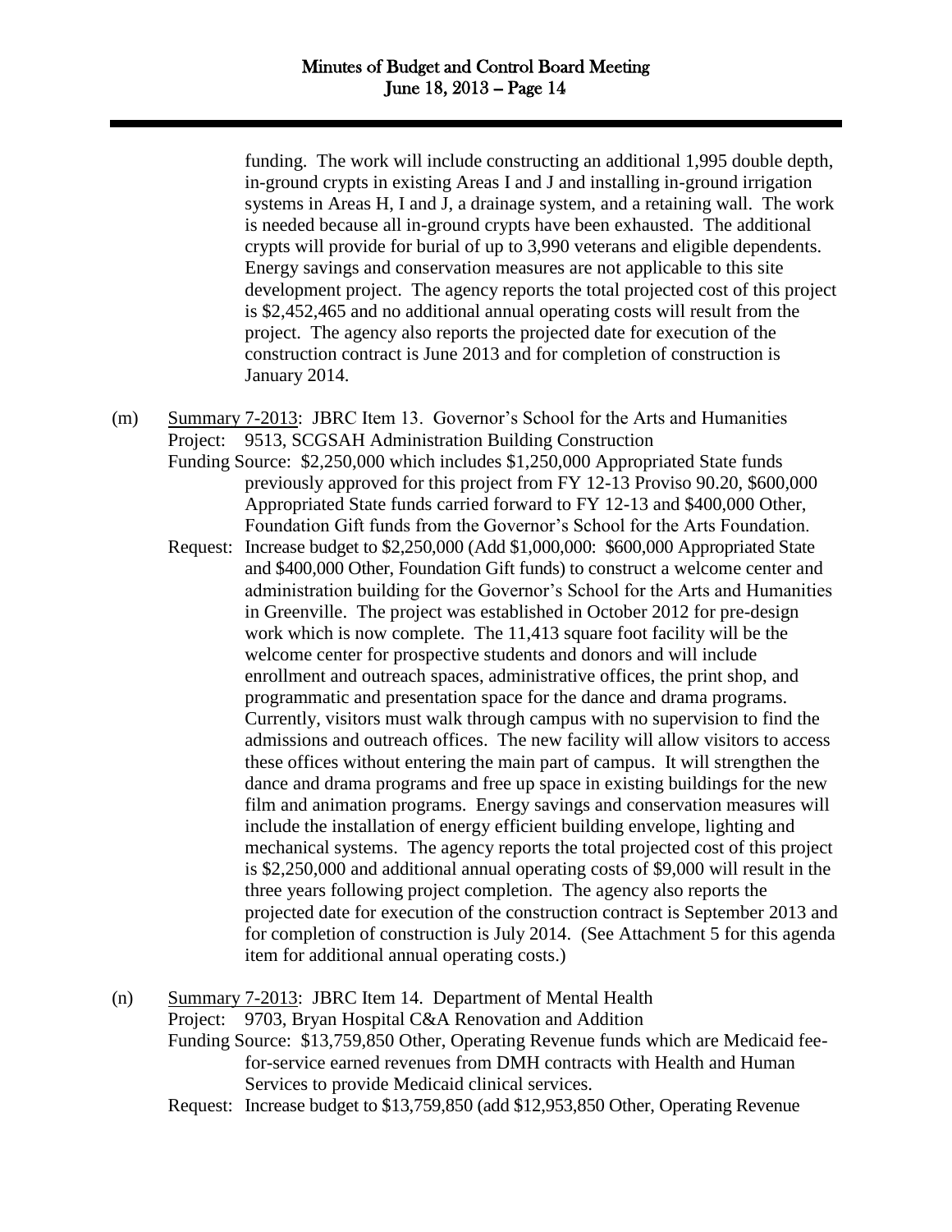funding. The work will include constructing an additional 1,995 double depth, in-ground crypts in existing Areas I and J and installing in-ground irrigation systems in Areas H, I and J, a drainage system, and a retaining wall. The work is needed because all in-ground crypts have been exhausted. The additional crypts will provide for burial of up to 3,990 veterans and eligible dependents. Energy savings and conservation measures are not applicable to this site development project. The agency reports the total projected cost of this project is $2,452,465 and no additional annual operating costs will result from the project. The agency also reports the projected date for execution of the construction contract is June 2013 and for completion of construction is January 2014.

(m) Summary 7-2013: JBRC Item 13. Governor's School for the Arts and Humanities
Project: 9513, SCGSAH Administration Building Construction
Funding Source: $2,250,000 which includes $1,250,000 Appropriated State funds previously approved for this project from FY 12-13 Proviso 90.20, $600,000 Appropriated State funds carried forward to FY 12-13 and $400,000 Other, Foundation Gift funds from the Governor's School for the Arts Foundation.
Request: Increase budget to $2,250,000 (Add $1,000,000: $600,000 Appropriated State and $400,000 Other, Foundation Gift funds) to construct a welcome center and administration building for the Governor's School for the Arts and Humanities in Greenville. The project was established in October 2012 for pre-design work which is now complete. The 11,413 square foot facility will be the welcome center for prospective students and donors and will include enrollment and outreach spaces, administrative offices, the print shop, and programmatic and presentation space for the dance and drama programs. Currently, visitors must walk through campus with no supervision to find the admissions and outreach offices. The new facility will allow visitors to access these offices without entering the main part of campus. It will strengthen the dance and drama programs and free up space in existing buildings for the new film and animation programs. Energy savings and conservation measures will include the installation of energy efficient building envelope, lighting and mechanical systems. The agency reports the total projected cost of this project is $2,250,000 and additional annual operating costs of $9,000 will result in the three years following project completion. The agency also reports the projected date for execution of the construction contract is September 2013 and for completion of construction is July 2014. (See Attachment 5 for this agenda item for additional annual operating costs.)

(n) Summary 7-2013: JBRC Item 14. Department of Mental Health
Project: 9703, Bryan Hospital C&A Renovation and Addition
Funding Source: $13,759,850 Other, Operating Revenue funds which are Medicaid fee-for-service earned revenues from DMH contracts with Health and Human Services to provide Medicaid clinical services.
Request: Increase budget to $13,759,850 (add $12,953,850 Other, Operating Revenue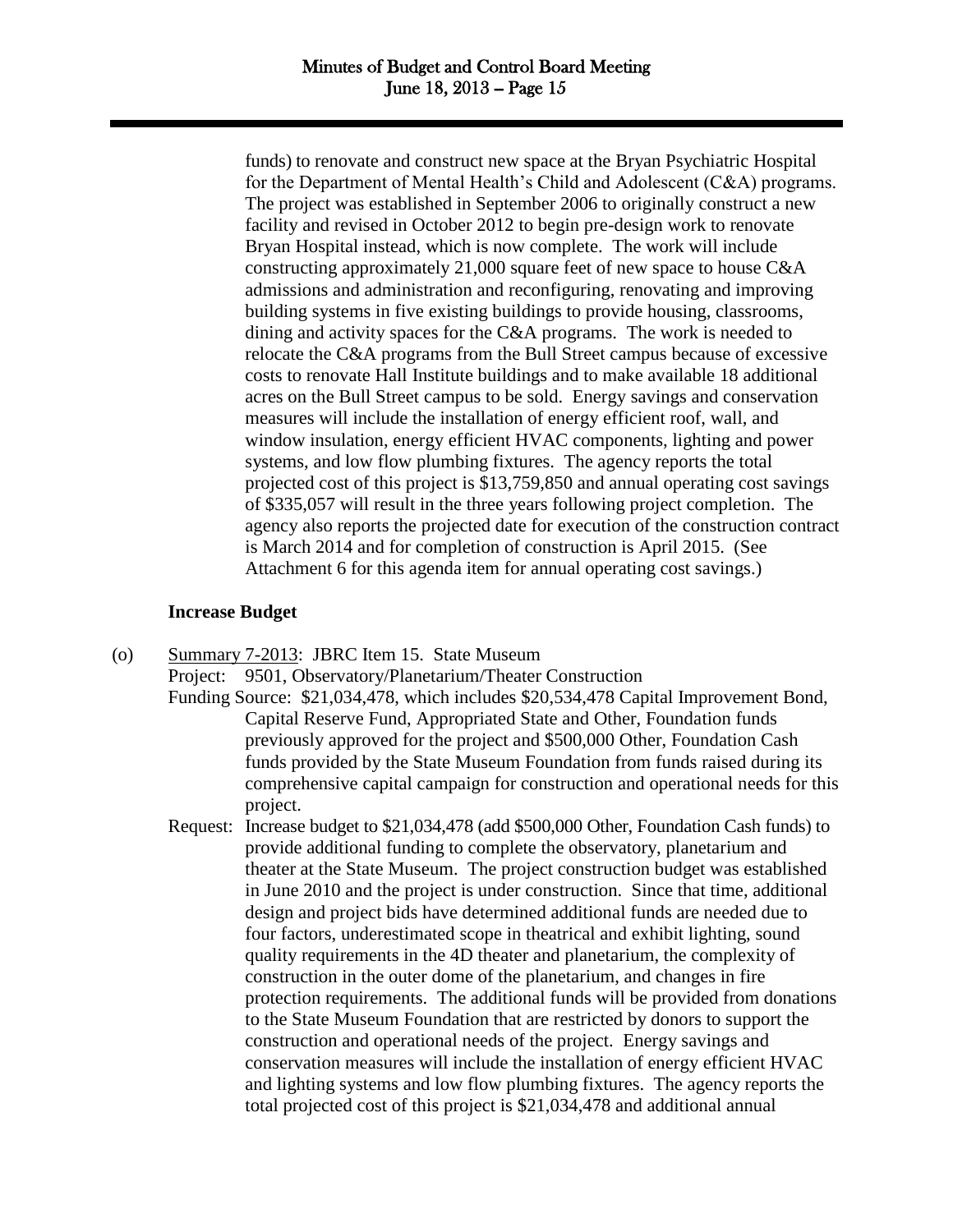funds) to renovate and construct new space at the Bryan Psychiatric Hospital for the Department of Mental Health's Child and Adolescent (C&A) programs. The project was established in September 2006 to originally construct a new facility and revised in October 2012 to begin pre-design work to renovate Bryan Hospital instead, which is now complete. The work will include constructing approximately 21,000 square feet of new space to house C&A admissions and administration and reconfiguring, renovating and improving building systems in five existing buildings to provide housing, classrooms, dining and activity spaces for the C&A programs. The work is needed to relocate the C&A programs from the Bull Street campus because of excessive costs to renovate Hall Institute buildings and to make available 18 additional acres on the Bull Street campus to be sold. Energy savings and conservation measures will include the installation of energy efficient roof, wall, and window insulation, energy efficient HVAC components, lighting and power systems, and low flow plumbing fixtures. The agency reports the total projected cost of this project is $13,759,850 and annual operating cost savings of $335,057 will result in the three years following project completion. The agency also reports the projected date for execution of the construction contract is March 2014 and for completion of construction is April 2015. (See Attachment 6 for this agenda item for annual operating cost savings.)

**Increase Budget**

(o) Summary 7-2013: JBRC Item 15. State Museum

Project: 9501, Observatory/Planetarium/Theater Construction

Funding Source: $21,034,478, which includes $20,534,478 Capital Improvement Bond, Capital Reserve Fund, Appropriated State and Other, Foundation funds previously approved for the project and $500,000 Other, Foundation Cash funds provided by the State Museum Foundation from funds raised during its comprehensive capital campaign for construction and operational needs for this project.

Request: Increase budget to $21,034,478 (add $500,000 Other, Foundation Cash funds) to provide additional funding to complete the observatory, planetarium and theater at the State Museum. The project construction budget was established in June 2010 and the project is under construction. Since that time, additional design and project bids have determined additional funds are needed due to four factors, underestimated scope in theatrical and exhibit lighting, sound quality requirements in the 4D theater and planetarium, the complexity of construction in the outer dome of the planetarium, and changes in fire protection requirements. The additional funds will be provided from donations to the State Museum Foundation that are restricted by donors to support the construction and operational needs of the project. Energy savings and conservation measures will include the installation of energy efficient HVAC and lighting systems and low flow plumbing fixtures. The agency reports the total projected cost of this project is $21,034,478 and additional annual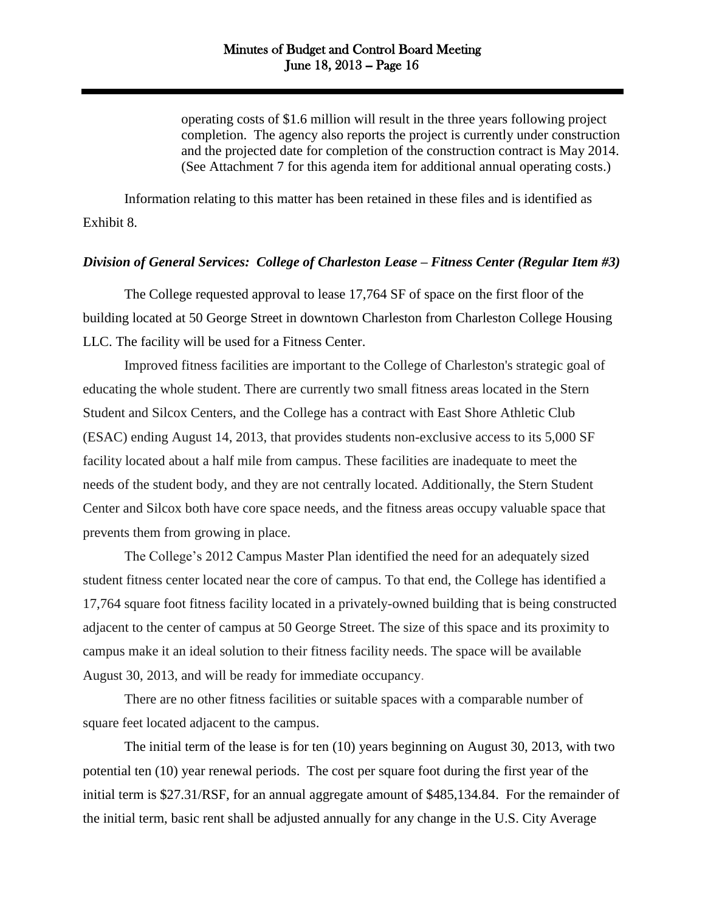operating costs of $1.6 million will result in the three years following project completion. The agency also reports the project is currently under construction and the projected date for completion of the construction contract is May 2014. (See Attachment 7 for this agenda item for additional annual operating costs.)

Information relating to this matter has been retained in these files and is identified as Exhibit 8.

***Division of General Services: College of Charleston Lease – Fitness Center (Regular Item #3)***

The College requested approval to lease 17,764 SF of space on the first floor of the building located at 50 George Street in downtown Charleston from Charleston College Housing LLC. The facility will be used for a Fitness Center.

Improved fitness facilities are important to the College of Charleston's strategic goal of educating the whole student. There are currently two small fitness areas located in the Stern Student and Silcox Centers, and the College has a contract with East Shore Athletic Club (ESAC) ending August 14, 2013, that provides students non-exclusive access to its 5,000 SF facility located about a half mile from campus. These facilities are inadequate to meet the needs of the student body, and they are not centrally located. Additionally, the Stern Student Center and Silcox both have core space needs, and the fitness areas occupy valuable space that prevents them from growing in place.

The College's 2012 Campus Master Plan identified the need for an adequately sized student fitness center located near the core of campus. To that end, the College has identified a 17,764 square foot fitness facility located in a privately-owned building that is being constructed adjacent to the center of campus at 50 George Street. The size of this space and its proximity to campus make it an ideal solution to their fitness facility needs. The space will be available August 30, 2013, and will be ready for immediate occupancy.

There are no other fitness facilities or suitable spaces with a comparable number of square feet located adjacent to the campus.

The initial term of the lease is for ten (10) years beginning on August 30, 2013, with two potential ten (10) year renewal periods. The cost per square foot during the first year of the initial term is $27.31/RSF, for an annual aggregate amount of $485,134.84. For the remainder of the initial term, basic rent shall be adjusted annually for any change in the U.S. City Average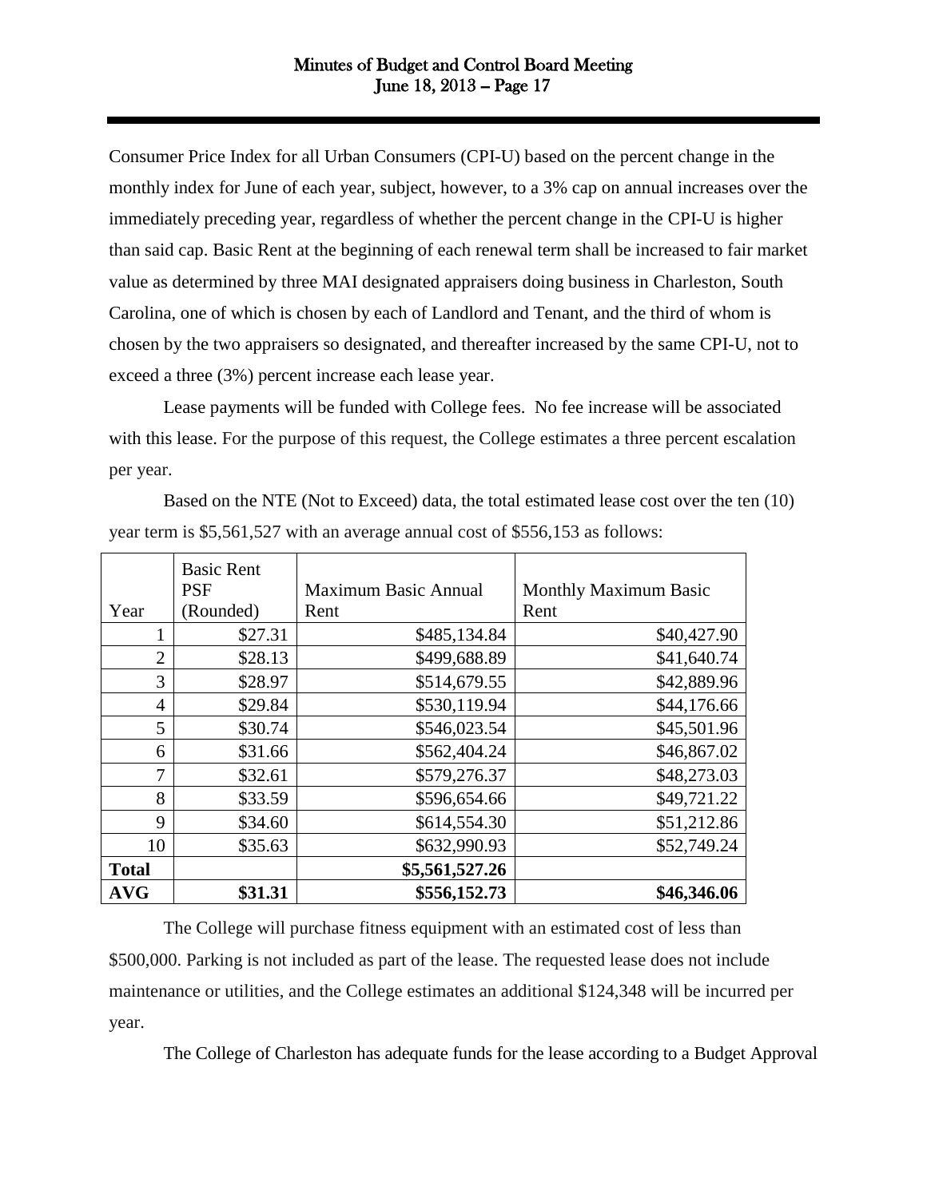Consumer Price Index for all Urban Consumers (CPI-U) based on the percent change in the monthly index for June of each year, subject, however, to a 3% cap on annual increases over the immediately preceding year, regardless of whether the percent change in the CPI-U is higher than said cap. Basic Rent at the beginning of each renewal term shall be increased to fair market value as determined by three MAI designated appraisers doing business in Charleston, South Carolina, one of which is chosen by each of Landlord and Tenant, and the third of whom is chosen by the two appraisers so designated, and thereafter increased by the same CPI-U, not to exceed a three (3%) percent increase each lease year.

Lease payments will be funded with College fees. No fee increase will be associated with this lease. For the purpose of this request, the College estimates a three percent escalation per year.

Based on the NTE (Not to Exceed) data, the total estimated lease cost over the ten (10) year term is $5,561,527 with an average annual cost of $556,153 as follows:

| Year | Basic Rent PSF (Rounded) | Maximum Basic Annual Rent | Monthly Maximum Basic Rent |
|---|---|---|---|
| 1 | $27.31 | $485,134.84 | $40,427.90 |
| 2 | $28.13 | $499,688.89 | $41,640.74 |
| 3 | $28.97 | $514,679.55 | $42,889.96 |
| 4 | $29.84 | $530,119.94 | $44,176.66 |
| 5 | $30.74 | $546,023.54 | $45,501.96 |
| 6 | $31.66 | $562,404.24 | $46,867.02 |
| 7 | $32.61 | $579,276.37 | $48,273.03 |
| 8 | $33.59 | $596,654.66 | $49,721.22 |
| 9 | $34.60 | $614,554.30 | $51,212.86 |
| 10 | $35.63 | $632,990.93 | $52,749.24 |
| **Total** | | **$5,561,527.26** | |
| **AVG** | **$31.31** | **$556,152.73** | **$46,346.06** |

The College will purchase fitness equipment with an estimated cost of less than $500,000. Parking is not included as part of the lease. The requested lease does not include maintenance or utilities, and the College estimates an additional $124,348 will be incurred per year.

The College of Charleston has adequate funds for the lease according to a Budget Approval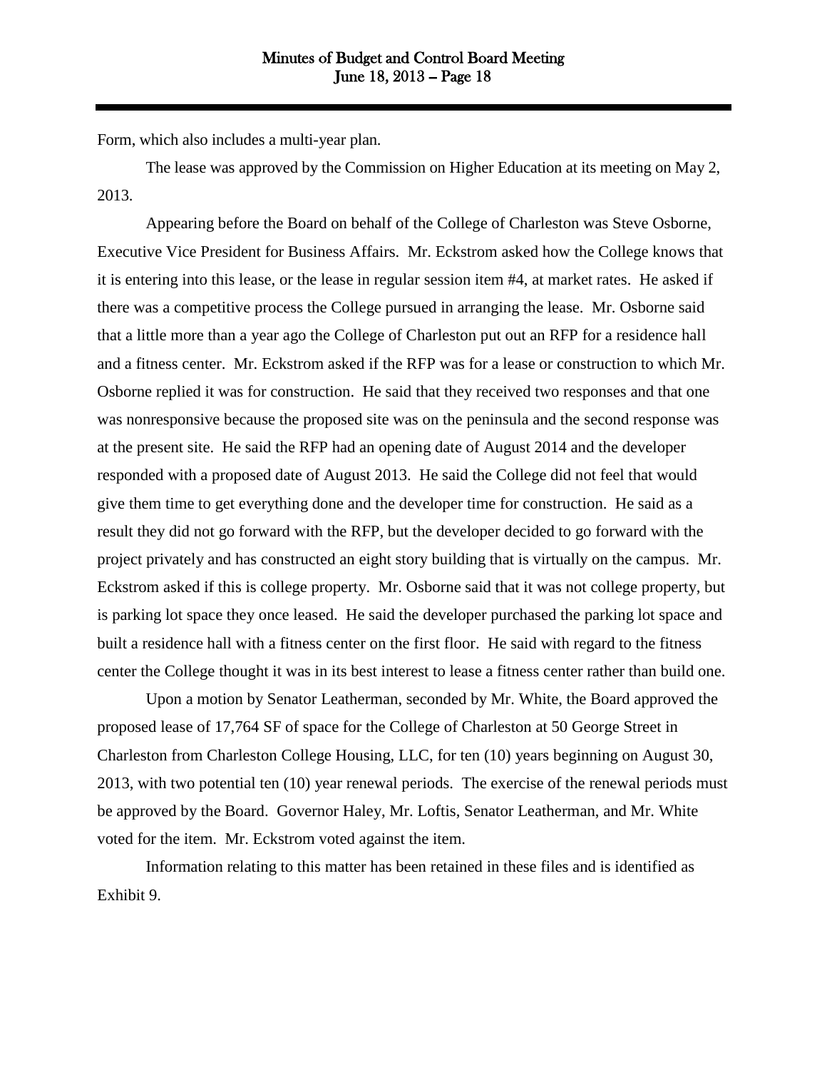Form, which also includes a multi-year plan.

The lease was approved by the Commission on Higher Education at its meeting on May 2, 2013.

Appearing before the Board on behalf of the College of Charleston was Steve Osborne, Executive Vice President for Business Affairs. Mr. Eckstrom asked how the College knows that it is entering into this lease, or the lease in regular session item #4, at market rates. He asked if there was a competitive process the College pursued in arranging the lease. Mr. Osborne said that a little more than a year ago the College of Charleston put out an RFP for a residence hall and a fitness center. Mr. Eckstrom asked if the RFP was for a lease or construction to which Mr. Osborne replied it was for construction. He said that they received two responses and that one was nonresponsive because the proposed site was on the peninsula and the second response was at the present site. He said the RFP had an opening date of August 2014 and the developer responded with a proposed date of August 2013. He said the College did not feel that would give them time to get everything done and the developer time for construction. He said as a result they did not go forward with the RFP, but the developer decided to go forward with the project privately and has constructed an eight story building that is virtually on the campus. Mr. Eckstrom asked if this is college property. Mr. Osborne said that it was not college property, but is parking lot space they once leased. He said the developer purchased the parking lot space and built a residence hall with a fitness center on the first floor. He said with regard to the fitness center the College thought it was in its best interest to lease a fitness center rather than build one.

Upon a motion by Senator Leatherman, seconded by Mr. White, the Board approved the proposed lease of 17,764 SF of space for the College of Charleston at 50 George Street in Charleston from Charleston College Housing, LLC, for ten (10) years beginning on August 30, 2013, with two potential ten (10) year renewal periods. The exercise of the renewal periods must be approved by the Board. Governor Haley, Mr. Loftis, Senator Leatherman, and Mr. White voted for the item. Mr. Eckstrom voted against the item.

Information relating to this matter has been retained in these files and is identified as Exhibit 9.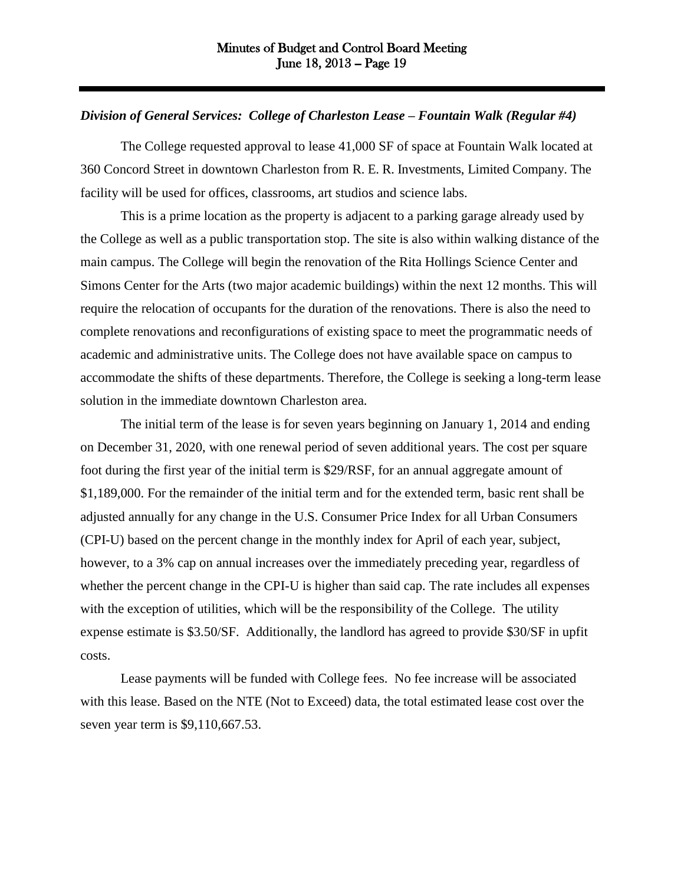***Division of General Services: College of Charleston Lease – Fountain Walk (Regular #4)***

The College requested approval to lease 41,000 SF of space at Fountain Walk located at 360 Concord Street in downtown Charleston from R. E. R. Investments, Limited Company. The facility will be used for offices, classrooms, art studios and science labs.

This is a prime location as the property is adjacent to a parking garage already used by the College as well as a public transportation stop. The site is also within walking distance of the main campus. The College will begin the renovation of the Rita Hollings Science Center and Simons Center for the Arts (two major academic buildings) within the next 12 months. This will require the relocation of occupants for the duration of the renovations. There is also the need to complete renovations and reconfigurations of existing space to meet the programmatic needs of academic and administrative units. The College does not have available space on campus to accommodate the shifts of these departments. Therefore, the College is seeking a long-term lease solution in the immediate downtown Charleston area.

The initial term of the lease is for seven years beginning on January 1, 2014 and ending on December 31, 2020, with one renewal period of seven additional years. The cost per square foot during the first year of the initial term is $29/RSF, for an annual aggregate amount of $1,189,000. For the remainder of the initial term and for the extended term, basic rent shall be adjusted annually for any change in the U.S. Consumer Price Index for all Urban Consumers (CPI-U) based on the percent change in the monthly index for April of each year, subject, however, to a 3% cap on annual increases over the immediately preceding year, regardless of whether the percent change in the CPI-U is higher than said cap. The rate includes all expenses with the exception of utilities, which will be the responsibility of the College. The utility expense estimate is $3.50/SF. Additionally, the landlord has agreed to provide $30/SF in upfit costs.

Lease payments will be funded with College fees. No fee increase will be associated with this lease. Based on the NTE (Not to Exceed) data, the total estimated lease cost over the seven year term is $9,110,667.53.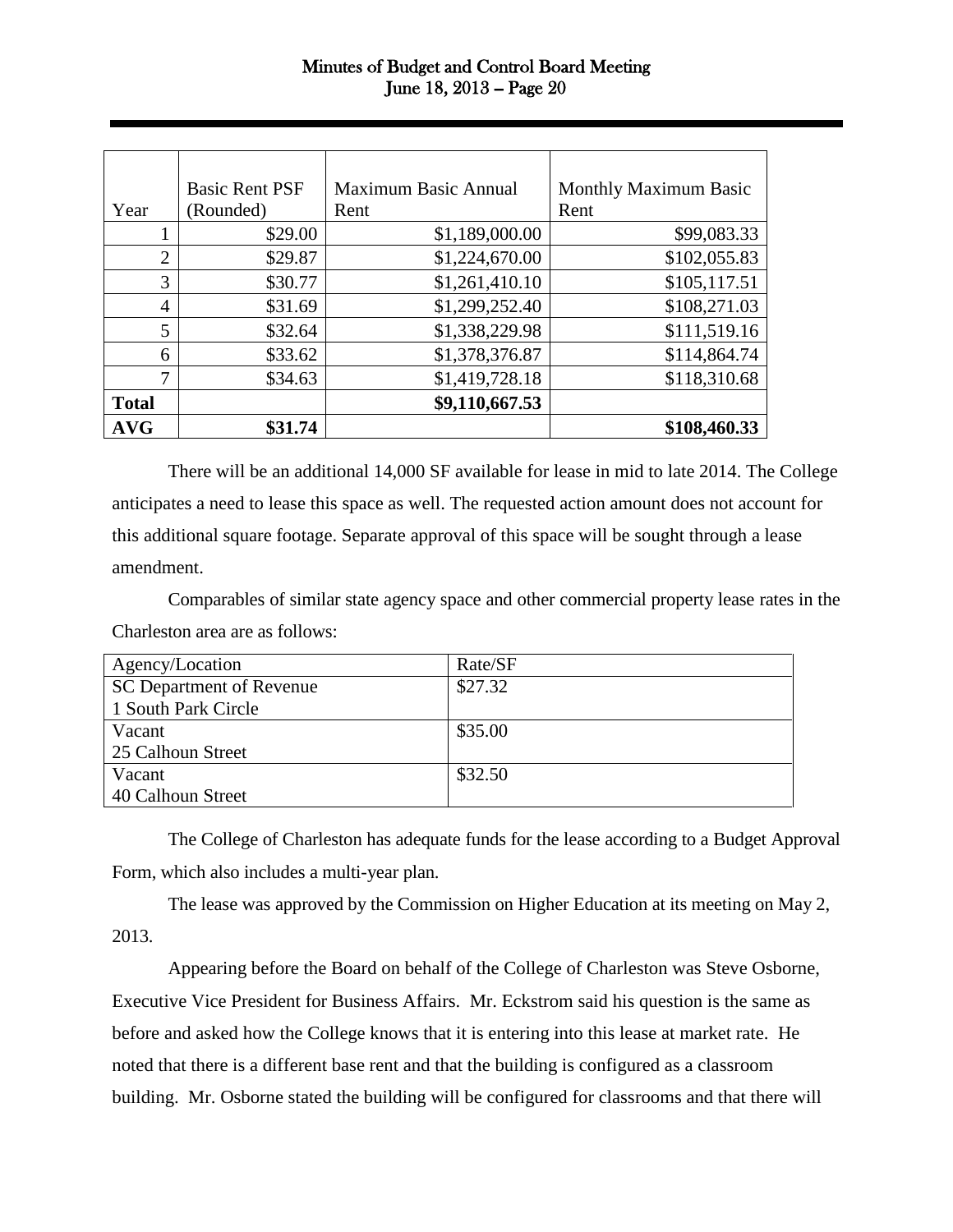| Year | Basic Rent PSF (Rounded) | Maximum Basic Annual Rent | Monthly Maximum Basic Rent |
|---|---|---|---|
| 1 | $29.00 | $1,189,000.00 | $99,083.33 |
| 2 | $29.87 | $1,224,670.00 | $102,055.83 |
| 3 | $30.77 | $1,261,410.10 | $105,117.51 |
| 4 | $31.69 | $1,299,252.40 | $108,271.03 |
| 5 | $32.64 | $1,338,229.98 | $111,519.16 |
| 6 | $33.62 | $1,378,376.87 | $114,864.74 |
| 7 | $34.63 | $1,419,728.18 | $118,310.68 |
| **Total** | | **$9,110,667.53** | |
| **AVG** | **$31.74** | | **$108,460.33** |

There will be an additional 14,000 SF available for lease in mid to late 2014. The College anticipates a need to lease this space as well. The requested action amount does not account for this additional square footage. Separate approval of this space will be sought through a lease amendment.

Comparables of similar state agency space and other commercial property lease rates in the Charleston area are as follows:

| Agency/Location | Rate/SF |
|---|---|
| SC Department of Revenue 1 South Park Circle | $27.32 |
| Vacant 25 Calhoun Street | $35.00 |
| Vacant 40 Calhoun Street | $32.50 |

The College of Charleston has adequate funds for the lease according to a Budget Approval Form, which also includes a multi-year plan.

The lease was approved by the Commission on Higher Education at its meeting on May 2, 2013.

Appearing before the Board on behalf of the College of Charleston was Steve Osborne, Executive Vice President for Business Affairs. Mr. Eckstrom said his question is the same as before and asked how the College knows that it is entering into this lease at market rate. He noted that there is a different base rent and that the building is configured as a classroom building. Mr. Osborne stated the building will be configured for classrooms and that there will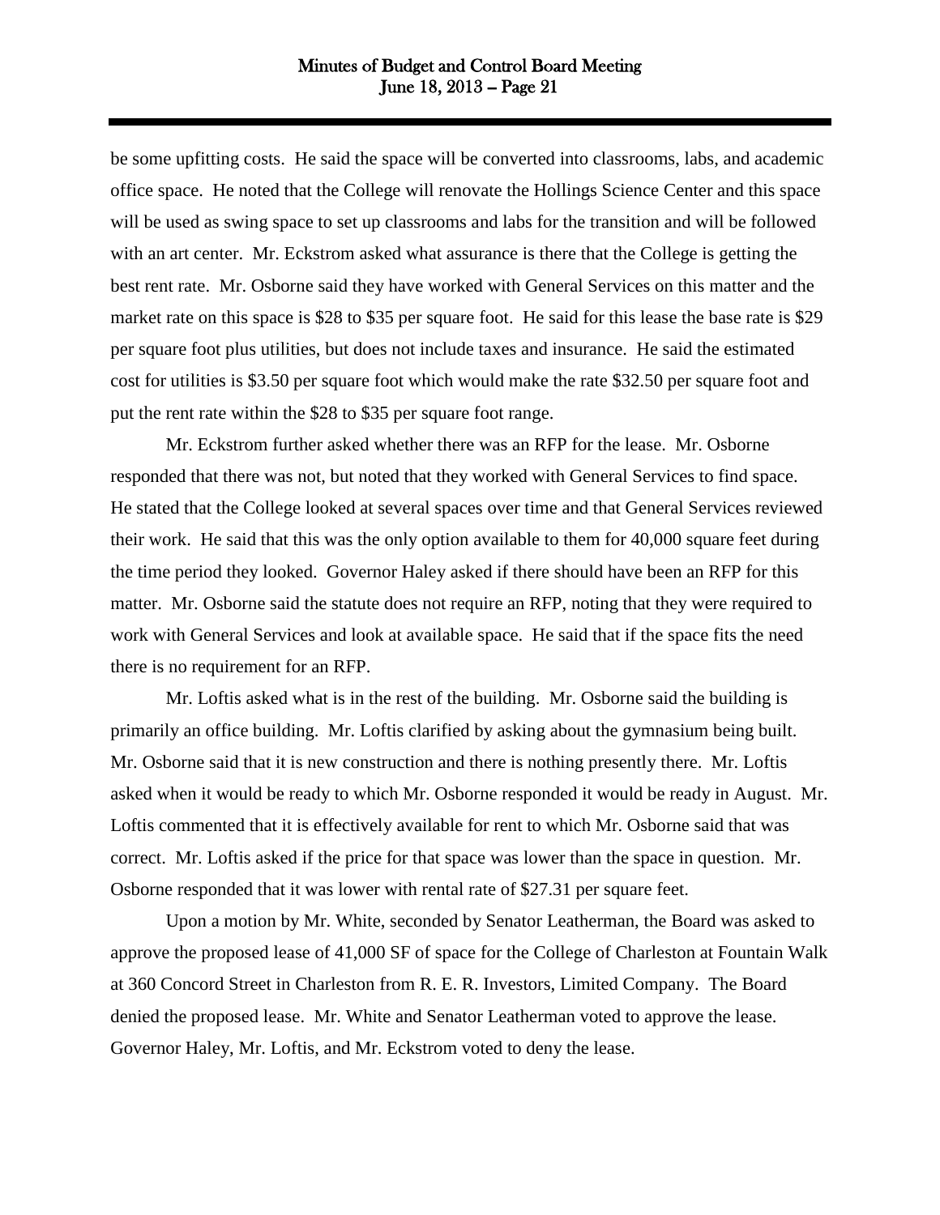be some upfitting costs. He said the space will be converted into classrooms, labs, and academic office space. He noted that the College will renovate the Hollings Science Center and this space will be used as swing space to set up classrooms and labs for the transition and will be followed with an art center. Mr. Eckstrom asked what assurance is there that the College is getting the best rent rate. Mr. Osborne said they have worked with General Services on this matter and the market rate on this space is $28 to $35 per square foot. He said for this lease the base rate is $29 per square foot plus utilities, but does not include taxes and insurance. He said the estimated cost for utilities is $3.50 per square foot which would make the rate $32.50 per square foot and put the rent rate within the $28 to $35 per square foot range.

Mr. Eckstrom further asked whether there was an RFP for the lease. Mr. Osborne responded that there was not, but noted that they worked with General Services to find space. He stated that the College looked at several spaces over time and that General Services reviewed their work. He said that this was the only option available to them for 40,000 square feet during the time period they looked. Governor Haley asked if there should have been an RFP for this matter. Mr. Osborne said the statute does not require an RFP, noting that they were required to work with General Services and look at available space. He said that if the space fits the need there is no requirement for an RFP.

Mr. Loftis asked what is in the rest of the building. Mr. Osborne said the building is primarily an office building. Mr. Loftis clarified by asking about the gymnasium being built. Mr. Osborne said that it is new construction and there is nothing presently there. Mr. Loftis asked when it would be ready to which Mr. Osborne responded it would be ready in August. Mr. Loftis commented that it is effectively available for rent to which Mr. Osborne said that was correct. Mr. Loftis asked if the price for that space was lower than the space in question. Mr. Osborne responded that it was lower with rental rate of $27.31 per square feet.

Upon a motion by Mr. White, seconded by Senator Leatherman, the Board was asked to approve the proposed lease of 41,000 SF of space for the College of Charleston at Fountain Walk at 360 Concord Street in Charleston from R. E. R. Investors, Limited Company. The Board denied the proposed lease. Mr. White and Senator Leatherman voted to approve the lease. Governor Haley, Mr. Loftis, and Mr. Eckstrom voted to deny the lease.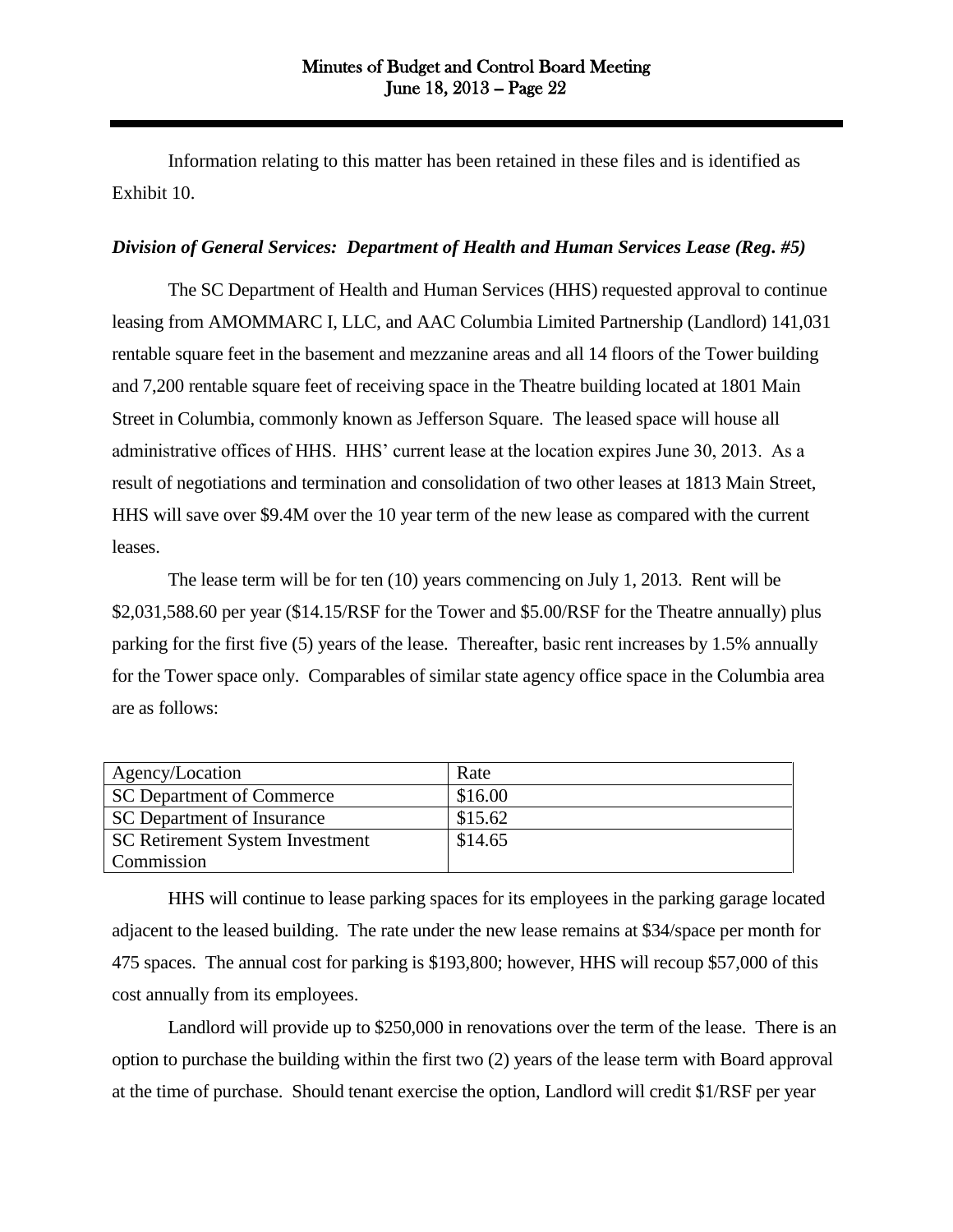Information relating to this matter has been retained in these files and is identified as Exhibit 10.

***Division of General Services: Department of Health and Human Services Lease (Reg. #5)***

The SC Department of Health and Human Services (HHS) requested approval to continue leasing from AMOMMARC I, LLC, and AAC Columbia Limited Partnership (Landlord) 141,031 rentable square feet in the basement and mezzanine areas and all 14 floors of the Tower building and 7,200 rentable square feet of receiving space in the Theatre building located at 1801 Main Street in Columbia, commonly known as Jefferson Square. The leased space will house all administrative offices of HHS. HHS' current lease at the location expires June 30, 2013. As a result of negotiations and termination and consolidation of two other leases at 1813 Main Street, HHS will save over $9.4M over the 10 year term of the new lease as compared with the current leases.

The lease term will be for ten (10) years commencing on July 1, 2013. Rent will be $2,031,588.60 per year ($14.15/RSF for the Tower and $5.00/RSF for the Theatre annually) plus parking for the first five (5) years of the lease. Thereafter, basic rent increases by 1.5% annually for the Tower space only. Comparables of similar state agency office space in the Columbia area are as follows:

| Agency/Location | Rate |
|---|---|
| SC Department of Commerce | $16.00 |
| SC Department of Insurance | $15.62 |
| SC Retirement System Investment Commission | $14.65 |

HHS will continue to lease parking spaces for its employees in the parking garage located adjacent to the leased building. The rate under the new lease remains at $34/space per month for 475 spaces. The annual cost for parking is $193,800; however, HHS will recoup $57,000 of this cost annually from its employees.

Landlord will provide up to $250,000 in renovations over the term of the lease. There is an option to purchase the building within the first two (2) years of the lease term with Board approval at the time of purchase. Should tenant exercise the option, Landlord will credit $1/RSF per year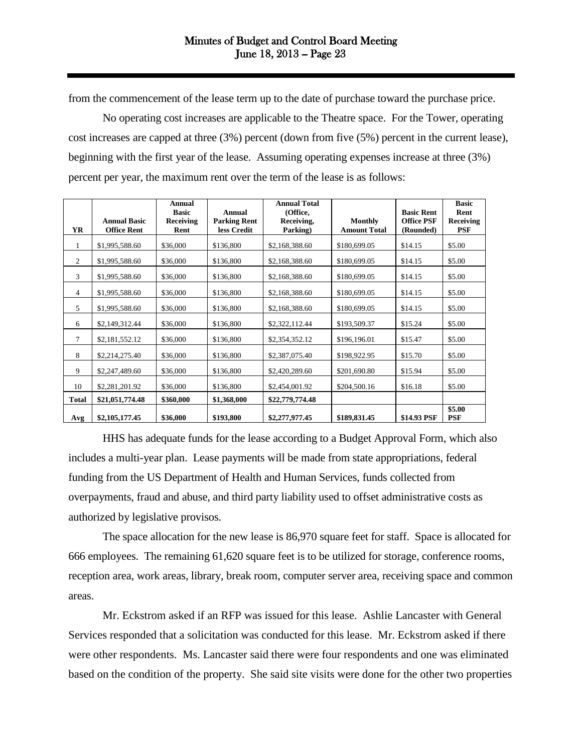from the commencement of the lease term up to the date of purchase toward the purchase price.

No operating cost increases are applicable to the Theatre space. For the Tower, operating cost increases are capped at three (3%) percent (down from five (5%) percent in the current lease), beginning with the first year of the lease. Assuming operating expenses increase at three (3%) percent per year, the maximum rent over the term of the lease is as follows:

| YR | Annual Basic Office Rent | Annual Basic Receiving Rent | Annual Parking Rent less Credit | Annual Total (Office, Receiving, Parking) | Monthly Amount Total | Basic Rent Office PSF (Rounded) | Basic Rent Receiving PSF |
|---|---|---|---|---|---|---|---|
| 1 | $1,995,588.60 | $36,000 | $136,800 | $2,168,388.60 | $180,699.05 | $14.15 | $5.00 |
| 2 | $1,995,588.60 | $36,000 | $136,800 | $2,168,388.60 | $180,699.05 | $14.15 | $5.00 |
| 3 | $1,995,588.60 | $36,000 | $136,800 | $2,168,388.60 | $180,699.05 | $14.15 | $5.00 |
| 4 | $1,995,588.60 | $36,000 | $136,800 | $2,168,388.60 | $180,699.05 | $14.15 | $5.00 |
| 5 | $1,995,588.60 | $36,000 | $136,800 | $2,168,388.60 | $180,699.05 | $14.15 | $5.00 |
| 6 | $2,149,312.44 | $36,000 | $136,800 | $2,322,112.44 | $193,509.37 | $15.24 | $5.00 |
| 7 | $2,181,552.12 | $36,000 | $136,800 | $2,354,352.12 | $196,196.01 | $15.47 | $5.00 |
| 8 | $2,214,275.40 | $36,000 | $136,800 | $2,387,075.40 | $198,922.95 | $15.70 | $5.00 |
| 9 | $2,247,489.60 | $36,000 | $136,800 | $2,420,289.60 | $201,690.80 | $15.94 | $5.00 |
| 10 | $2,281,201.92 | $36,000 | $136,800 | $2,454,001.92 | $204,500.16 | $16.18 | $5.00 |
| **Total** | **$21,051,774.48** | **$360,000** | **$1,368,000** | **$22,779,774.48** | | | |
| **Avg** | **$2,105,177.45** | **$36,000** | **$193,800** | **$2,277,977.45** | **$189,831.45** | **$14.93 PSF** | **$5.00 PSF** |

HHS has adequate funds for the lease according to a Budget Approval Form, which also includes a multi-year plan. Lease payments will be made from state appropriations, federal funding from the US Department of Health and Human Services, funds collected from overpayments, fraud and abuse, and third party liability used to offset administrative costs as authorized by legislative provisos.

The space allocation for the new lease is 86,970 square feet for staff. Space is allocated for 666 employees. The remaining 61,620 square feet is to be utilized for storage, conference rooms, reception area, work areas, library, break room, computer server area, receiving space and common areas.

Mr. Eckstrom asked if an RFP was issued for this lease. Ashlie Lancaster with General Services responded that a solicitation was conducted for this lease. Mr. Eckstrom asked if there were other respondents. Ms. Lancaster said there were four respondents and one was eliminated based on the condition of the property. She said site visits were done for the other two properties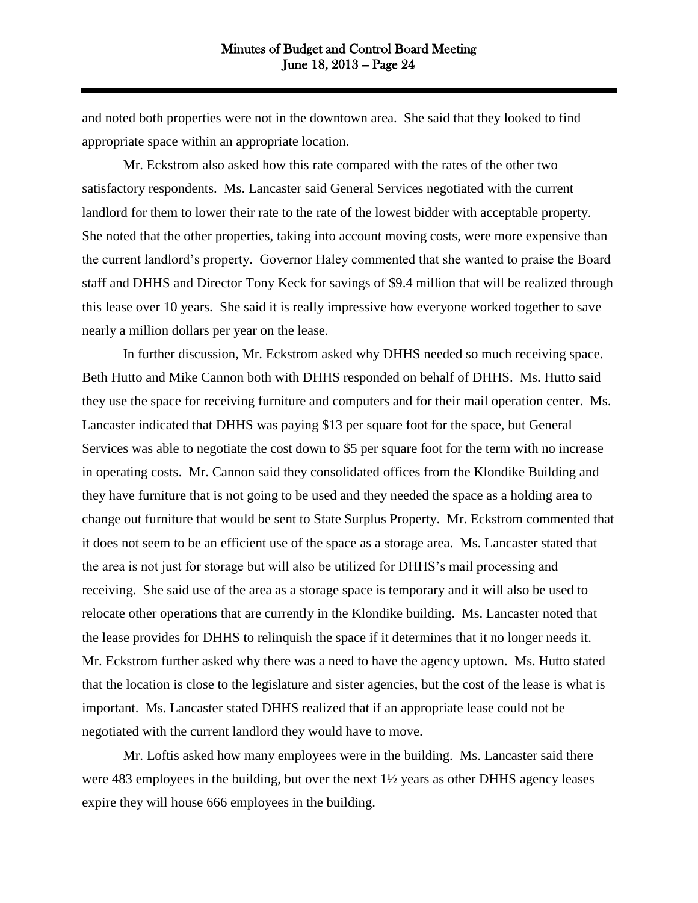and noted both properties were not in the downtown area. She said that they looked to find appropriate space within an appropriate location.

Mr. Eckstrom also asked how this rate compared with the rates of the other two satisfactory respondents. Ms. Lancaster said General Services negotiated with the current landlord for them to lower their rate to the rate of the lowest bidder with acceptable property. She noted that the other properties, taking into account moving costs, were more expensive than the current landlord's property. Governor Haley commented that she wanted to praise the Board staff and DHHS and Director Tony Keck for savings of $9.4 million that will be realized through this lease over 10 years. She said it is really impressive how everyone worked together to save nearly a million dollars per year on the lease.

In further discussion, Mr. Eckstrom asked why DHHS needed so much receiving space. Beth Hutto and Mike Cannon both with DHHS responded on behalf of DHHS. Ms. Hutto said they use the space for receiving furniture and computers and for their mail operation center. Ms. Lancaster indicated that DHHS was paying $13 per square foot for the space, but General Services was able to negotiate the cost down to $5 per square foot for the term with no increase in operating costs. Mr. Cannon said they consolidated offices from the Klondike Building and they have furniture that is not going to be used and they needed the space as a holding area to change out furniture that would be sent to State Surplus Property. Mr. Eckstrom commented that it does not seem to be an efficient use of the space as a storage area. Ms. Lancaster stated that the area is not just for storage but will also be utilized for DHHS's mail processing and receiving. She said use of the area as a storage space is temporary and it will also be used to relocate other operations that are currently in the Klondike building. Ms. Lancaster noted that the lease provides for DHHS to relinquish the space if it determines that it no longer needs it. Mr. Eckstrom further asked why there was a need to have the agency uptown. Ms. Hutto stated that the location is close to the legislature and sister agencies, but the cost of the lease is what is important. Ms. Lancaster stated DHHS realized that if an appropriate lease could not be negotiated with the current landlord they would have to move.

Mr. Loftis asked how many employees were in the building. Ms. Lancaster said there were 483 employees in the building, but over the next 1½ years as other DHHS agency leases expire they will house 666 employees in the building.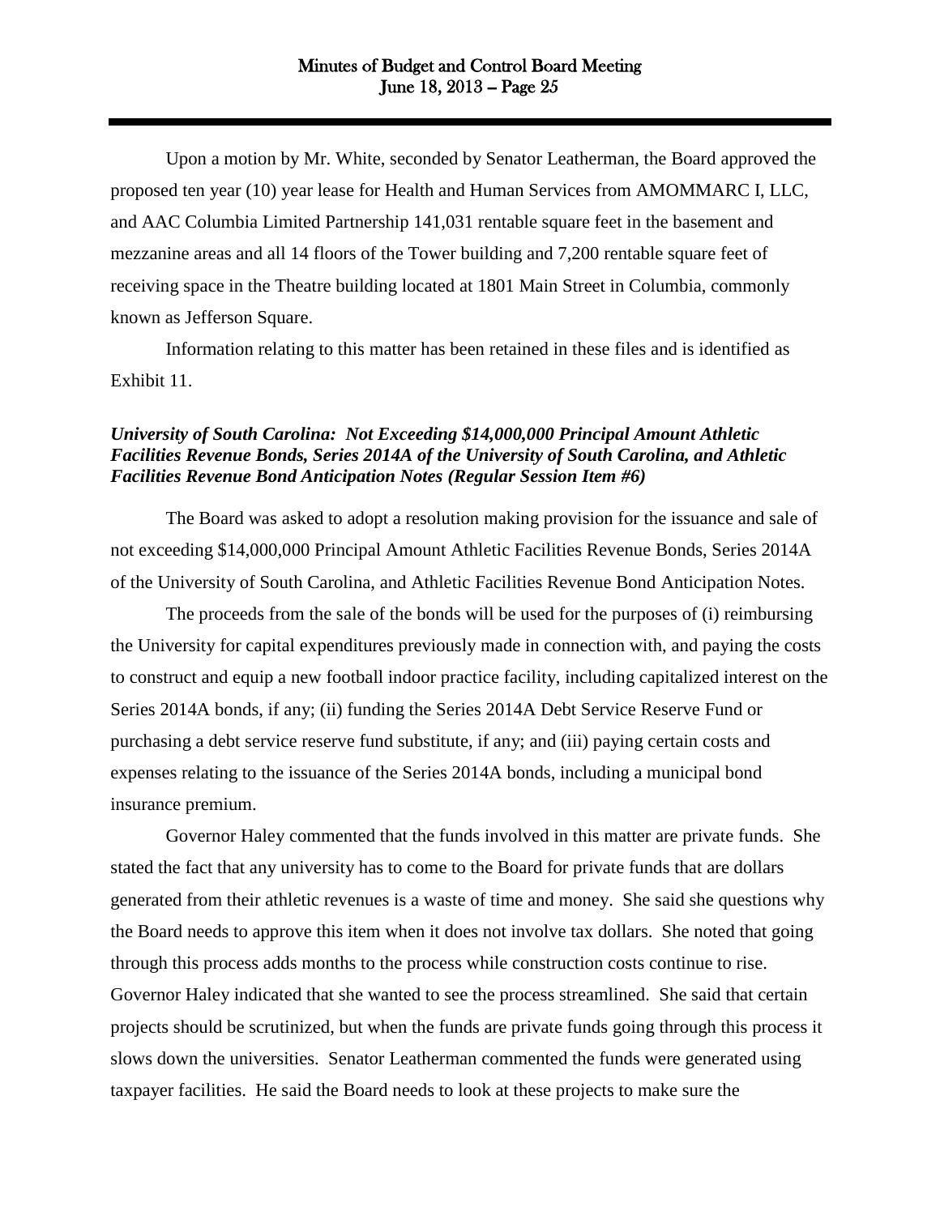Upon a motion by Mr. White, seconded by Senator Leatherman, the Board approved the proposed ten year (10) year lease for Health and Human Services from AMOMMARC I, LLC, and AAC Columbia Limited Partnership 141,031 rentable square feet in the basement and mezzanine areas and all 14 floors of the Tower building and 7,200 rentable square feet of receiving space in the Theatre building located at 1801 Main Street in Columbia, commonly known as Jefferson Square.

Information relating to this matter has been retained in these files and is identified as Exhibit 11.

***University of South Carolina: Not Exceeding $14,000,000 Principal Amount Athletic Facilities Revenue Bonds, Series 2014A of the University of South Carolina, and Athletic Facilities Revenue Bond Anticipation Notes (Regular Session Item #6)***

The Board was asked to adopt a resolution making provision for the issuance and sale of not exceeding $14,000,000 Principal Amount Athletic Facilities Revenue Bonds, Series 2014A of the University of South Carolina, and Athletic Facilities Revenue Bond Anticipation Notes.

The proceeds from the sale of the bonds will be used for the purposes of (i) reimbursing the University for capital expenditures previously made in connection with, and paying the costs to construct and equip a new football indoor practice facility, including capitalized interest on the Series 2014A bonds, if any; (ii) funding the Series 2014A Debt Service Reserve Fund or purchasing a debt service reserve fund substitute, if any; and (iii) paying certain costs and expenses relating to the issuance of the Series 2014A bonds, including a municipal bond insurance premium.

Governor Haley commented that the funds involved in this matter are private funds. She stated the fact that any university has to come to the Board for private funds that are dollars generated from their athletic revenues is a waste of time and money. She said she questions why the Board needs to approve this item when it does not involve tax dollars. She noted that going through this process adds months to the process while construction costs continue to rise. Governor Haley indicated that she wanted to see the process streamlined. She said that certain projects should be scrutinized, but when the funds are private funds going through this process it slows down the universities. Senator Leatherman commented the funds were generated using taxpayer facilities. He said the Board needs to look at these projects to make sure the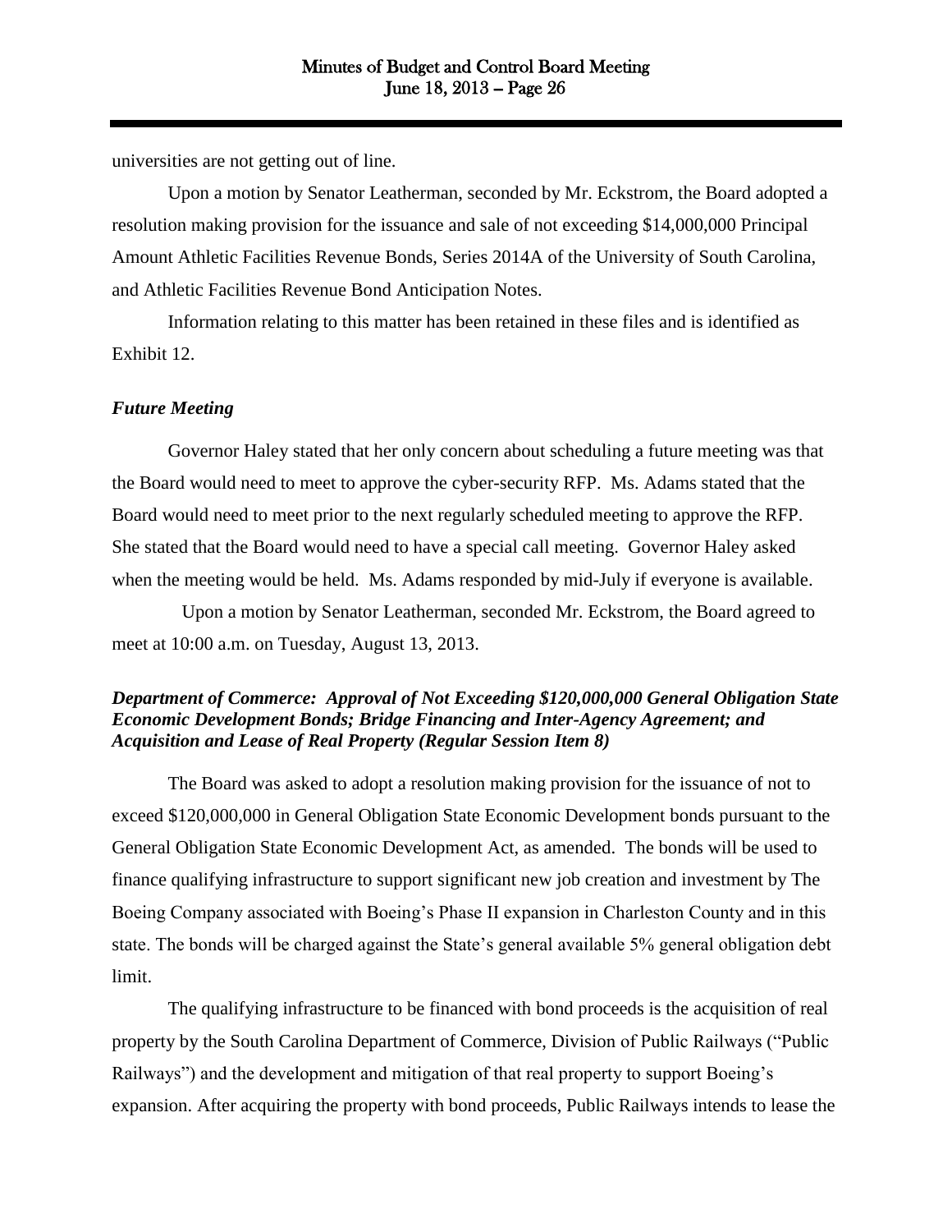universities are not getting out of line.

Upon a motion by Senator Leatherman, seconded by Mr. Eckstrom, the Board adopted a resolution making provision for the issuance and sale of not exceeding $14,000,000 Principal Amount Athletic Facilities Revenue Bonds, Series 2014A of the University of South Carolina, and Athletic Facilities Revenue Bond Anticipation Notes.

Information relating to this matter has been retained in these files and is identified as Exhibit 12.

### *Future Meeting*

Governor Haley stated that her only concern about scheduling a future meeting was that the Board would need to meet to approve the cyber-security RFP. Ms. Adams stated that the Board would need to meet prior to the next regularly scheduled meeting to approve the RFP. She stated that the Board would need to have a special call meeting. Governor Haley asked when the meeting would be held. Ms. Adams responded by mid-July if everyone is available.

Upon a motion by Senator Leatherman, seconded Mr. Eckstrom, the Board agreed to meet at 10:00 a.m. on Tuesday, August 13, 2013.

### *Department of Commerce: Approval of Not Exceeding $120,000,000 General Obligation State Economic Development Bonds; Bridge Financing and Inter-Agency Agreement; and Acquisition and Lease of Real Property (Regular Session Item 8)*

The Board was asked to adopt a resolution making provision for the issuance of not to exceed $120,000,000 in General Obligation State Economic Development bonds pursuant to the General Obligation State Economic Development Act, as amended. The bonds will be used to finance qualifying infrastructure to support significant new job creation and investment by The Boeing Company associated with Boeing's Phase II expansion in Charleston County and in this state. The bonds will be charged against the State's general available 5% general obligation debt limit.

The qualifying infrastructure to be financed with bond proceeds is the acquisition of real property by the South Carolina Department of Commerce, Division of Public Railways ("Public Railways") and the development and mitigation of that real property to support Boeing's expansion. After acquiring the property with bond proceeds, Public Railways intends to lease the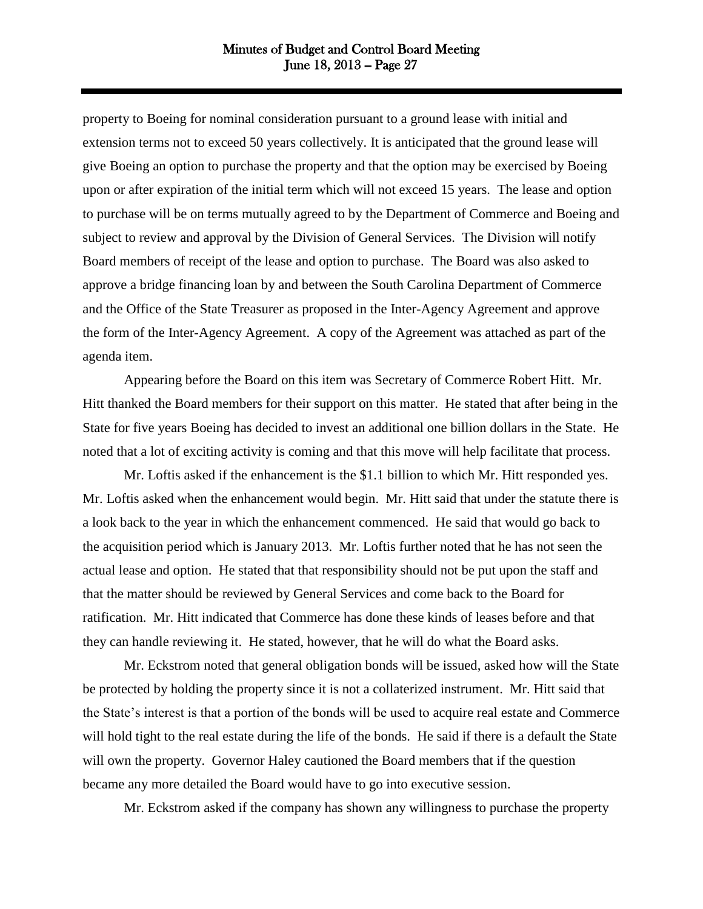property to Boeing for nominal consideration pursuant to a ground lease with initial and extension terms not to exceed 50 years collectively. It is anticipated that the ground lease will give Boeing an option to purchase the property and that the option may be exercised by Boeing upon or after expiration of the initial term which will not exceed 15 years. The lease and option to purchase will be on terms mutually agreed to by the Department of Commerce and Boeing and subject to review and approval by the Division of General Services. The Division will notify Board members of receipt of the lease and option to purchase. The Board was also asked to approve a bridge financing loan by and between the South Carolina Department of Commerce and the Office of the State Treasurer as proposed in the Inter-Agency Agreement and approve the form of the Inter-Agency Agreement. A copy of the Agreement was attached as part of the agenda item.

Appearing before the Board on this item was Secretary of Commerce Robert Hitt. Mr. Hitt thanked the Board members for their support on this matter. He stated that after being in the State for five years Boeing has decided to invest an additional one billion dollars in the State. He noted that a lot of exciting activity is coming and that this move will help facilitate that process.

Mr. Loftis asked if the enhancement is the $1.1 billion to which Mr. Hitt responded yes. Mr. Loftis asked when the enhancement would begin. Mr. Hitt said that under the statute there is a look back to the year in which the enhancement commenced. He said that would go back to the acquisition period which is January 2013. Mr. Loftis further noted that he has not seen the actual lease and option. He stated that that responsibility should not be put upon the staff and that the matter should be reviewed by General Services and come back to the Board for ratification. Mr. Hitt indicated that Commerce has done these kinds of leases before and that they can handle reviewing it. He stated, however, that he will do what the Board asks.

Mr. Eckstrom noted that general obligation bonds will be issued, asked how will the State be protected by holding the property since it is not a collaterized instrument. Mr. Hitt said that the State's interest is that a portion of the bonds will be used to acquire real estate and Commerce will hold tight to the real estate during the life of the bonds. He said if there is a default the State will own the property. Governor Haley cautioned the Board members that if the question became any more detailed the Board would have to go into executive session.

Mr. Eckstrom asked if the company has shown any willingness to purchase the property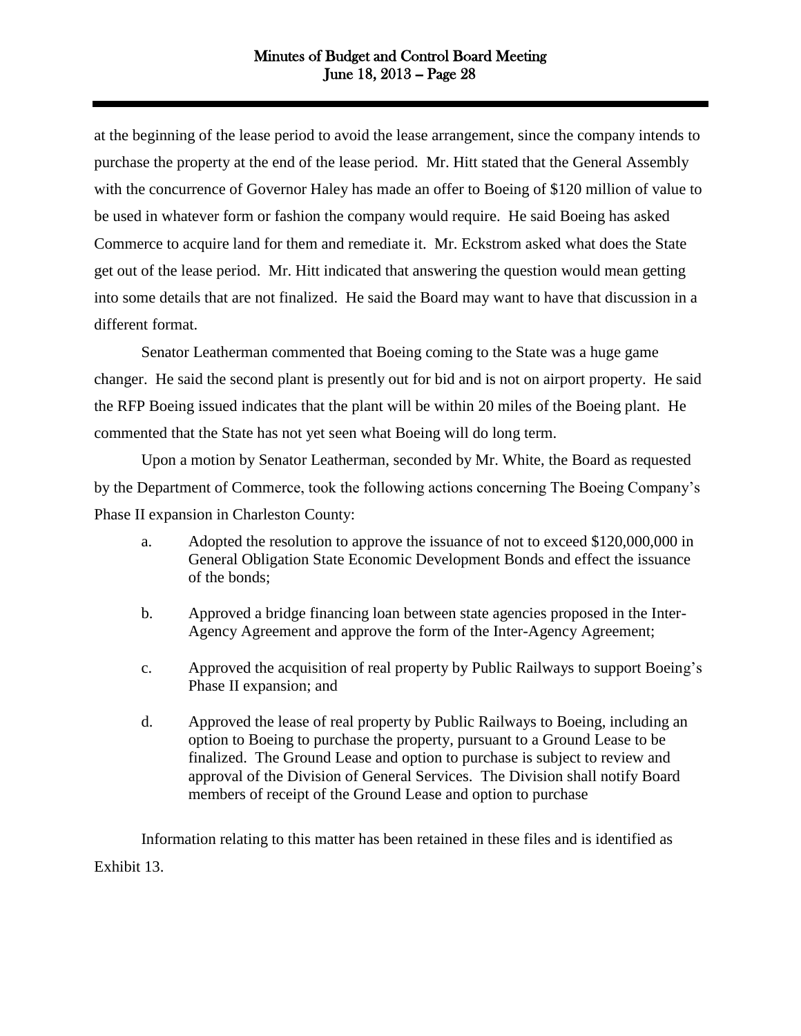at the beginning of the lease period to avoid the lease arrangement, since the company intends to purchase the property at the end of the lease period. Mr. Hitt stated that the General Assembly with the concurrence of Governor Haley has made an offer to Boeing of $120 million of value to be used in whatever form or fashion the company would require. He said Boeing has asked Commerce to acquire land for them and remediate it. Mr. Eckstrom asked what does the State get out of the lease period. Mr. Hitt indicated that answering the question would mean getting into some details that are not finalized. He said the Board may want to have that discussion in a different format.

Senator Leatherman commented that Boeing coming to the State was a huge game changer. He said the second plant is presently out for bid and is not on airport property. He said the RFP Boeing issued indicates that the plant will be within 20 miles of the Boeing plant. He commented that the State has not yet seen what Boeing will do long term.

Upon a motion by Senator Leatherman, seconded by Mr. White, the Board as requested by the Department of Commerce, took the following actions concerning The Boeing Company's Phase II expansion in Charleston County:

a. Adopted the resolution to approve the issuance of not to exceed $120,000,000 in General Obligation State Economic Development Bonds and effect the issuance of the bonds;

b. Approved a bridge financing loan between state agencies proposed in the Inter-Agency Agreement and approve the form of the Inter-Agency Agreement;

c. Approved the acquisition of real property by Public Railways to support Boeing's Phase II expansion; and

d. Approved the lease of real property by Public Railways to Boeing, including an option to Boeing to purchase the property, pursuant to a Ground Lease to be finalized. The Ground Lease and option to purchase is subject to review and approval of the Division of General Services. The Division shall notify Board members of receipt of the Ground Lease and option to purchase

Information relating to this matter has been retained in these files and is identified as Exhibit 13.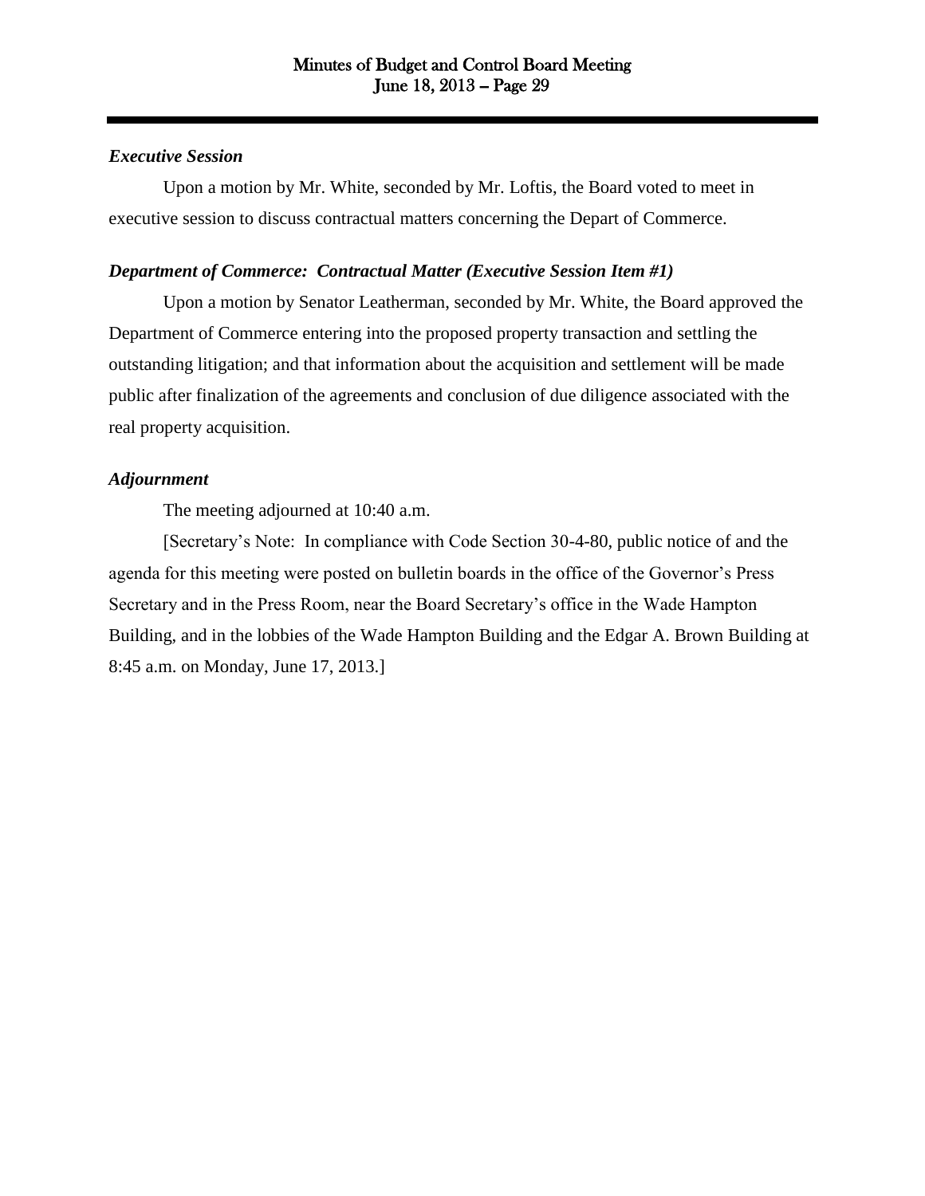***Executive Session***

Upon a motion by Mr. White, seconded by Mr. Loftis, the Board voted to meet in executive session to discuss contractual matters concerning the Depart of Commerce.

***Department of Commerce: Contractual Matter (Executive Session Item #1)***

Upon a motion by Senator Leatherman, seconded by Mr. White, the Board approved the Department of Commerce entering into the proposed property transaction and settling the outstanding litigation; and that information about the acquisition and settlement will be made public after finalization of the agreements and conclusion of due diligence associated with the real property acquisition.

***Adjournment***

The meeting adjourned at 10:40 a.m.

[Secretary's Note: In compliance with Code Section 30-4-80, public notice of and the agenda for this meeting were posted on bulletin boards in the office of the Governor's Press Secretary and in the Press Room, near the Board Secretary's office in the Wade Hampton Building, and in the lobbies of the Wade Hampton Building and the Edgar A. Brown Building at 8:45 a.m. on Monday, June 17, 2013.]